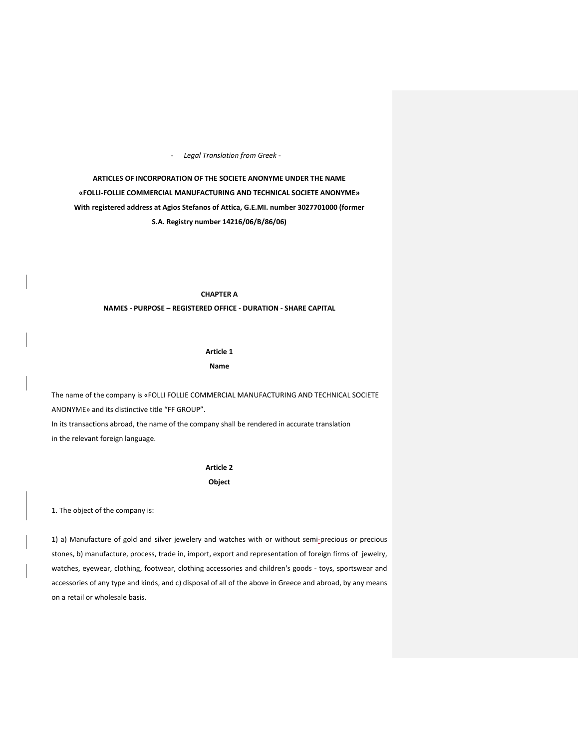*- Legal Translation from Greek -*

**ARTICLES OF INCORPORATION OF THE SOCIETE ANONYME UNDER THE NAME «FOLLI-FOLLIE COMMERCIAL MANUFACTURING AND TECHNICAL SOCIETE ANONYME» With registered address at Agios Stefanos of Attica, G.E.MI. number 3027701000 (former S.A. Registry number 14216/06/B/86/06)**

## CHAPTER A

## NAMES - PURPOSE – REGISTERED OFFICE - DURATION - SHARE CAPITAL

### Article 1

### Name

The name of the company is «FOLLI FOLLIE COMMERCIAL MANUFACTURING AND TECHNICAL SOCIETE ANONYME» and its distinctive title "FF GROUP".

In its transactions abroad, the name of the company shall be rendered in accurate translation in the relevant foreign language.

### Article 2

### Object

1. The object of the company is:

1) a) Manufacture of gold and silver jewelery and watches with or without semi-precious or precious stones, b) manufacture, process, trade in, import, export and representation of foreign firms of jewelry, watches, eyewear, clothing, footwear, clothing accessories and children's goods - toys, sportswear and accessories of any type and kinds, and c) disposal of all of the above in Greece and abroad, by any means on a retail or wholesale basis.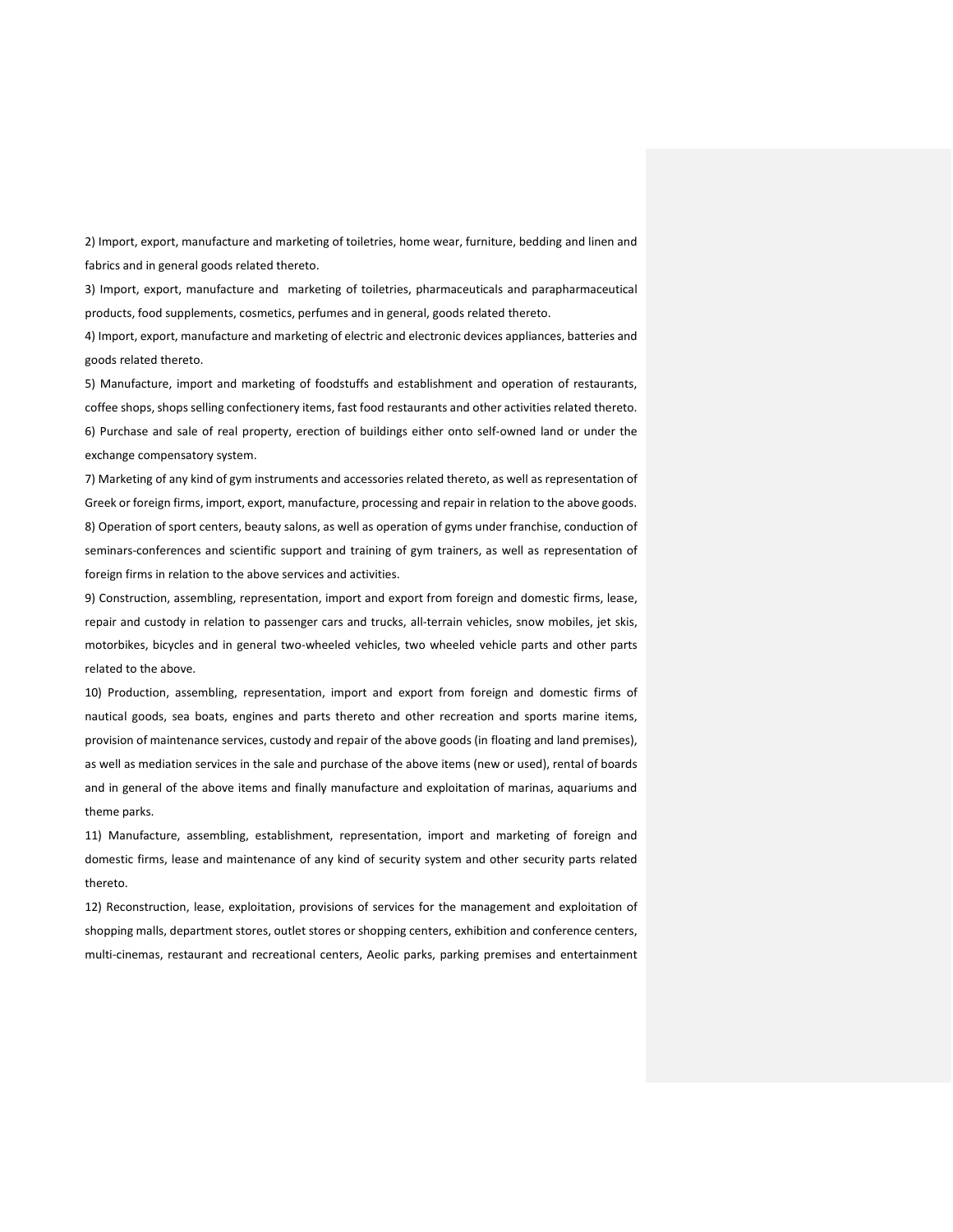2) Import, export, manufacture and marketing of toiletries, home wear, furniture, bedding and linen and fabrics and in general goods related thereto.

3) Import, export, manufacture and marketing of toiletries, pharmaceuticals and parapharmaceutical products, food supplements, cosmetics, perfumes and in general, goods related thereto.

4) Import, export, manufacture and marketing of electric and electronic devices appliances, batteries and goods related thereto.

5) Manufacture, import and marketing of foodstuffs and establishment and operation of restaurants, coffee shops, shops selling confectionery items, fast food restaurants and other activities related thereto.

6) Purchase and sale of real property, erection of buildings either onto self-owned land or under the exchange compensatory system.

7) Marketing of any kind of gym instruments and accessories related thereto, as well as representation of Greek or foreign firms, import, export, manufacture, processing and repair in relation to the above goods.

8) Operation of sport centers, beauty salons, as well as operation of gyms under franchise, conduction of seminars-conferences and scientific support and training of gym trainers, as well as representation of foreign firms in relation to the above services and activities.

9) Construction, assembling, representation, import and export from foreign and domestic firms, lease, repair and custody in relation to passenger cars and trucks, all-terrain vehicles, snow mobiles, jet skis, motorbikes, bicycles and in general two-wheeled vehicles, two wheeled vehicle parts and other parts related to the above.

10) Production, assembling, representation, import and export from foreign and domestic firms of nautical goods, sea boats, engines and parts thereto and other recreation and sports marine items, provision of maintenance services, custody and repair of the above goods (in floating and land premises), as well as mediation services in the sale and purchase of the above items (new or used), rental of boards and in general of the above items and finally manufacture and exploitation of marinas, aquariums and theme parks.

11) Manufacture, assembling, establishment, representation, import and marketing of foreign and domestic firms, lease and maintenance of any kind of security system and other security parts related thereto.

12) Reconstruction, lease, exploitation, provisions of services for the management and exploitation of shopping malls, department stores, outlet stores or shopping centers, exhibition and conference centers, multi-cinemas, restaurant and recreational centers, Aeolic parks, parking premises and entertainment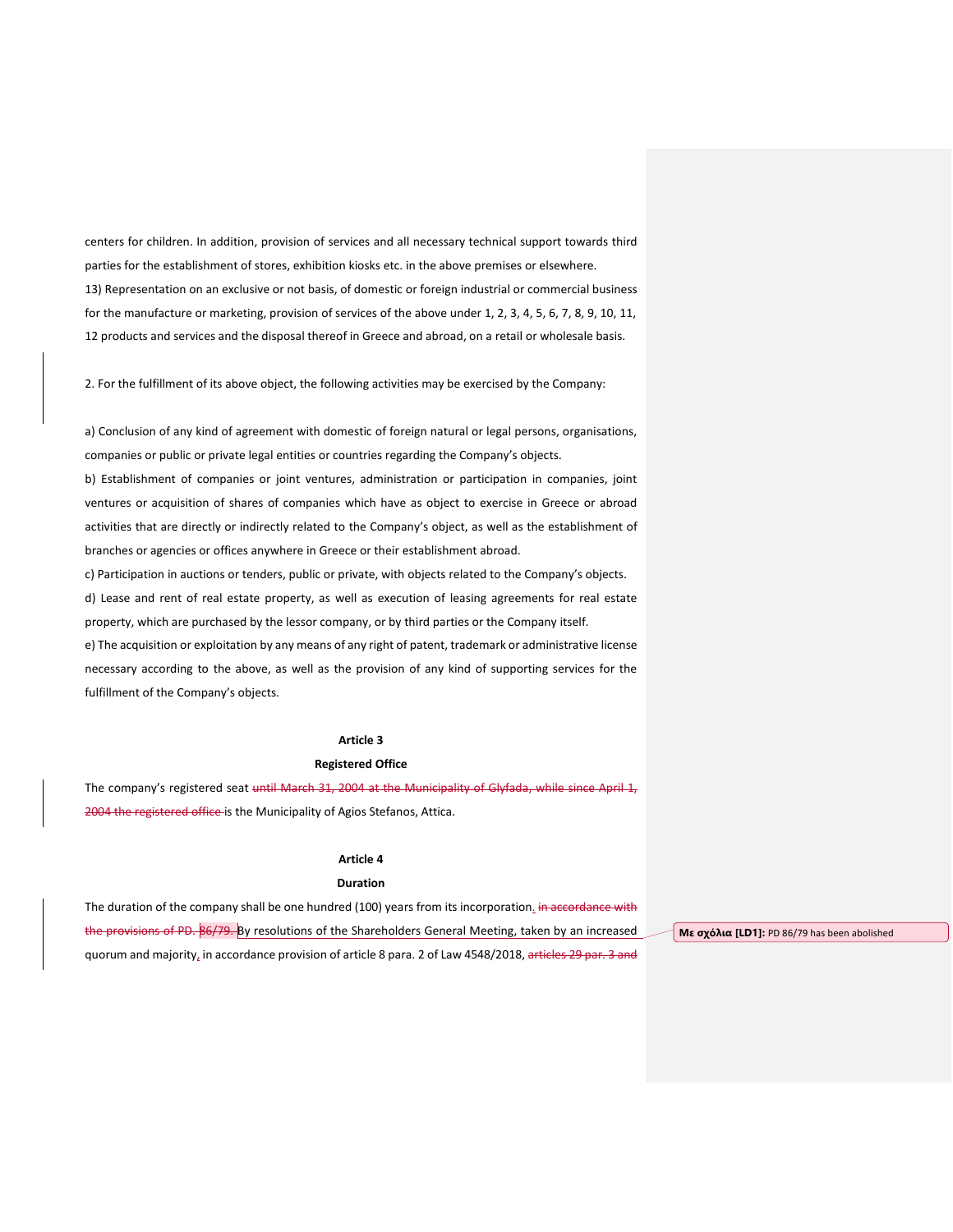centers for children. In addition, provision of services and all necessary technical support towards third parties for the establishment of stores, exhibition kiosks etc. in the above premises or elsewhere.

13) Representation on an exclusive or not basis, of domestic or foreign industrial or commercial business for the manufacture or marketing, provision of services of the above under 1, 2, 3, 4, 5, 6, 7, 8, 9, 10, 11, 12 products and services and the disposal thereof in Greece and abroad, on a retail or wholesale basis.

2. For the fulfillment of its above object, the following activities may be exercised by the Company:

a) Conclusion of any kind of agreement with domestic of foreign natural or legal persons, organisations, companies or public or private legal entities or countries regarding the Company's objects.

b) Establishment of companies or joint ventures, administration or participation in companies, joint ventures or acquisition of shares of companies which have as object to exercise in Greece or abroad activities that are directly or indirectly related to the Company's object, as well as the establishment of branches or agencies or offices anywhere in Greece or their establishment abroad.

c) Participation in auctions or tenders, public or private, with objects related to the Company's objects.

d) Lease and rent of real estate property, as well as execution of leasing agreements for real estate property, which are purchased by the lessor company, or by third parties or the Company itself.

e) The acquisition or exploitation by any means of any right of patent, trademark or administrative license necessary according to the above, as well as the provision of any kind of supporting services for the fulfillment of the Company's objects.

**Article 3**

**Registered Office**

The company's registered seat ~~until March 31, 2004 at the Municipality of Glyfada, while since April 1, 2004 the registered office~~ is the Municipality of Agios Stefanos, Attica.

**Article 4**

**Duration**

The duration of the company shall be one hundred (100) years from its incorporation. ~~in accordance with the provisions of PD. 86/79.~~ By resolutions of the Shareholders General Meeting, taken by an increased quorum and majority, in accordance provision of article 8 para. 2 of Law 4548/2018, ~~articles 29 par. 3 and~~

**Με σχόλια [LD1]:** PD 86/79 has been abolished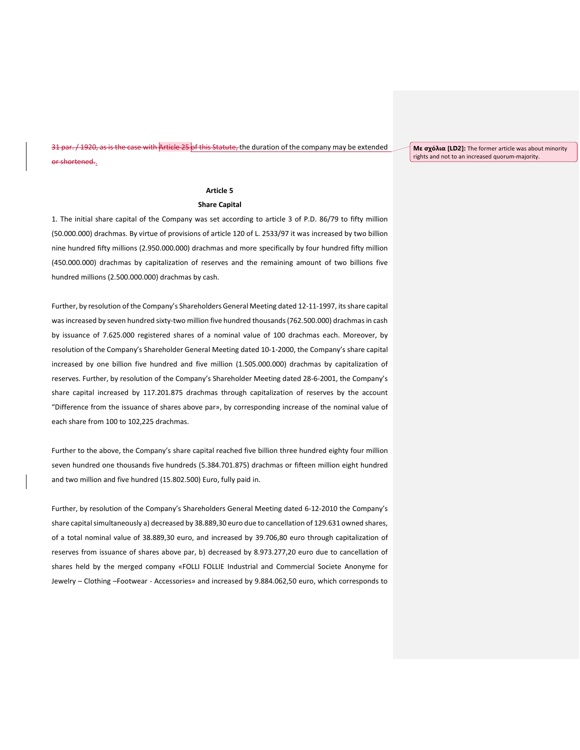~~31 par. / 1920, as is the case with Article 25 of this Statute,~~ the duration of the company may be extended ~~or shortened.~~.

Με σχόλια [LD2]: The former article was about minority rights and not to an increased quorum-majority.

### Article 5

### Share Capital

1. The initial share capital of the Company was set according to article 3 of P.D. 86/79 to fifty million (50.000.000) drachmas. By virtue of provisions of article 120 of L. 2533/97 it was increased by two billion nine hundred fifty millions (2.950.000.000) drachmas and more specifically by four hundred fifty million (450.000.000) drachmas by capitalization of reserves and the remaining amount of two billions five hundred millions (2.500.000.000) drachmas by cash.

Further, by resolution of the Company's Shareholders General Meeting dated 12-11-1997, its share capital was increased by seven hundred sixty-two million five hundred thousands (762.500.000) drachmas in cash by issuance of 7.625.000 registered shares of a nominal value of 100 drachmas each. Moreover, by resolution of the Company's Shareholder General Meeting dated 10-1-2000, the Company's share capital increased by one billion five hundred and five million (1.505.000.000) drachmas by capitalization of reserves. Further, by resolution of the Company's Shareholder Meeting dated 28-6-2001, the Company's share capital increased by 117.201.875 drachmas through capitalization of reserves by the account "Difference from the issuance of shares above par», by corresponding increase of the nominal value of each share from 100 to 102,225 drachmas.

Further to the above, the Company's share capital reached five billion three hundred eighty four million seven hundred one thousands five hundreds (5.384.701.875) drachmas or fifteen million eight hundred and two million and five hundred (15.802.500) Euro, fully paid in.

Further, by resolution of the Company's Shareholders General Meeting dated 6-12-2010 the Company's share capital simultaneously a) decreased by 38.889,30 euro due to cancellation of 129.631 owned shares, of a total nominal value of 38.889,30 euro, and increased by 39.706,80 euro through capitalization of reserves from issuance of shares above par, b) decreased by 8.973.277,20 euro due to cancellation of shares held by the merged company «FOLLI FOLLIE Industrial and Commercial Societe Anonyme for Jewelry – Clothing –Footwear - Accessories» and increased by 9.884.062,50 euro, which corresponds to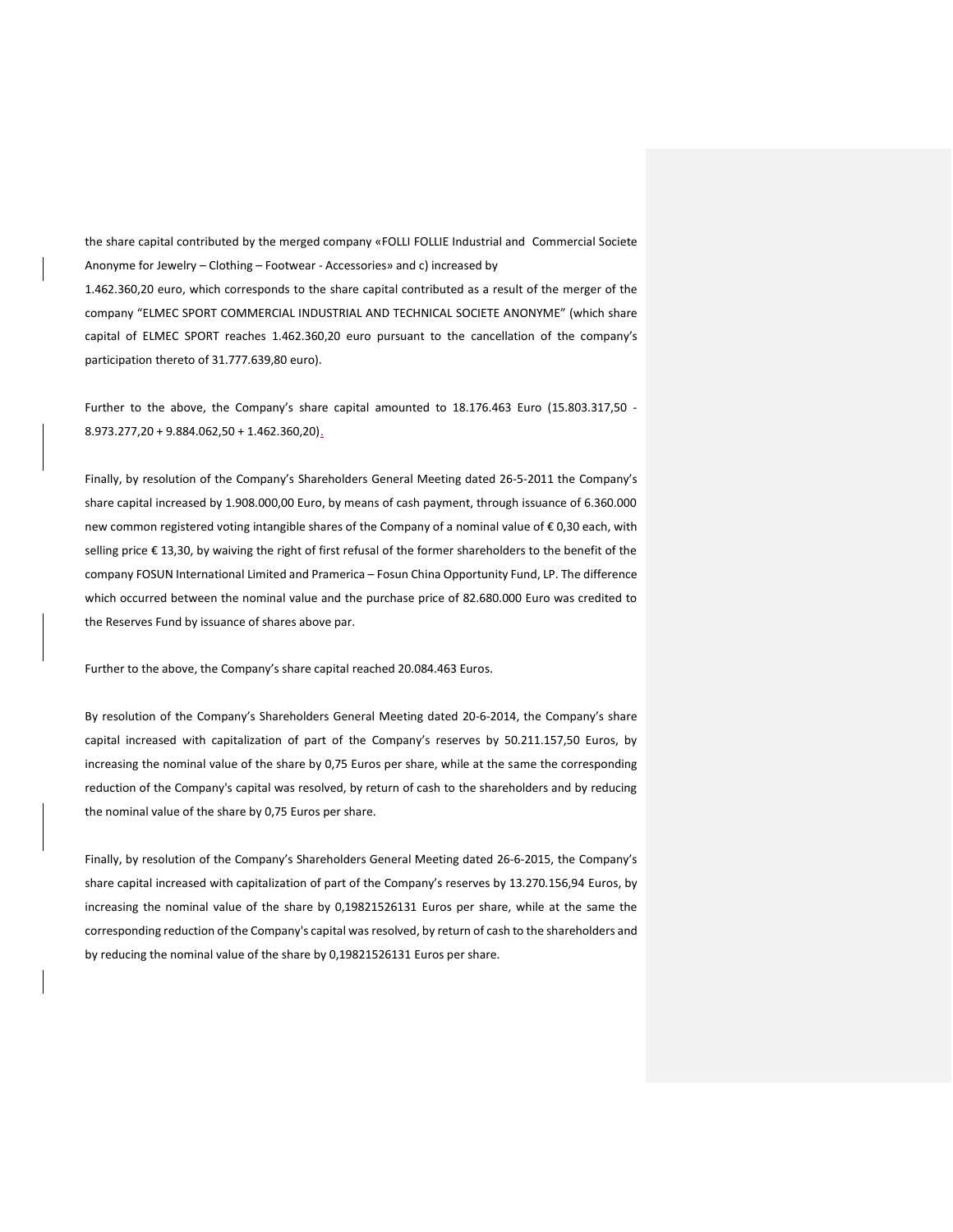the share capital contributed by the merged company «FOLLI FOLLIE Industrial and Commercial Societe Anonyme for Jewelry – Clothing – Footwear - Accessories» and c) increased by 1.462.360,20 euro, which corresponds to the share capital contributed as a result of the merger of the company "ELMEC SPORT COMMERCIAL INDUSTRIAL AND TECHNICAL SOCIETE ANONYME" (which share capital of ELMEC SPORT reaches 1.462.360,20 euro pursuant to the cancellation of the company's participation thereto of 31.777.639,80 euro).

Further to the above, the Company's share capital amounted to 18.176.463 Euro (15.803.317,50 - 8.973.277,20 + 9.884.062,50 + 1.462.360,20).

Finally, by resolution of the Company's Shareholders General Meeting dated 26-5-2011 the Company's share capital increased by 1.908.000,00 Euro, by means of cash payment, through issuance of 6.360.000 new common registered voting intangible shares of the Company of a nominal value of € 0,30 each, with selling price € 13,30, by waiving the right of first refusal of the former shareholders to the benefit of the company FOSUN International Limited and Pramerica – Fosun China Opportunity Fund, LP. The difference which occurred between the nominal value and the purchase price of 82.680.000 Euro was credited to the Reserves Fund by issuance of shares above par.

Further to the above, the Company's share capital reached 20.084.463 Euros.

By resolution of the Company's Shareholders General Meeting dated 20-6-2014, the Company's share capital increased with capitalization of part of the Company's reserves by 50.211.157,50 Euros, by increasing the nominal value of the share by 0,75 Euros per share, while at the same the corresponding reduction of the Company's capital was resolved, by return of cash to the shareholders and by reducing the nominal value of the share by 0,75 Euros per share.

Finally, by resolution of the Company's Shareholders General Meeting dated 26-6-2015, the Company's share capital increased with capitalization of part of the Company's reserves by 13.270.156,94 Euros, by increasing the nominal value of the share by 0,19821526131 Euros per share, while at the same the corresponding reduction of the Company's capital was resolved, by return of cash to the shareholders and by reducing the nominal value of the share by 0,19821526131 Euros per share.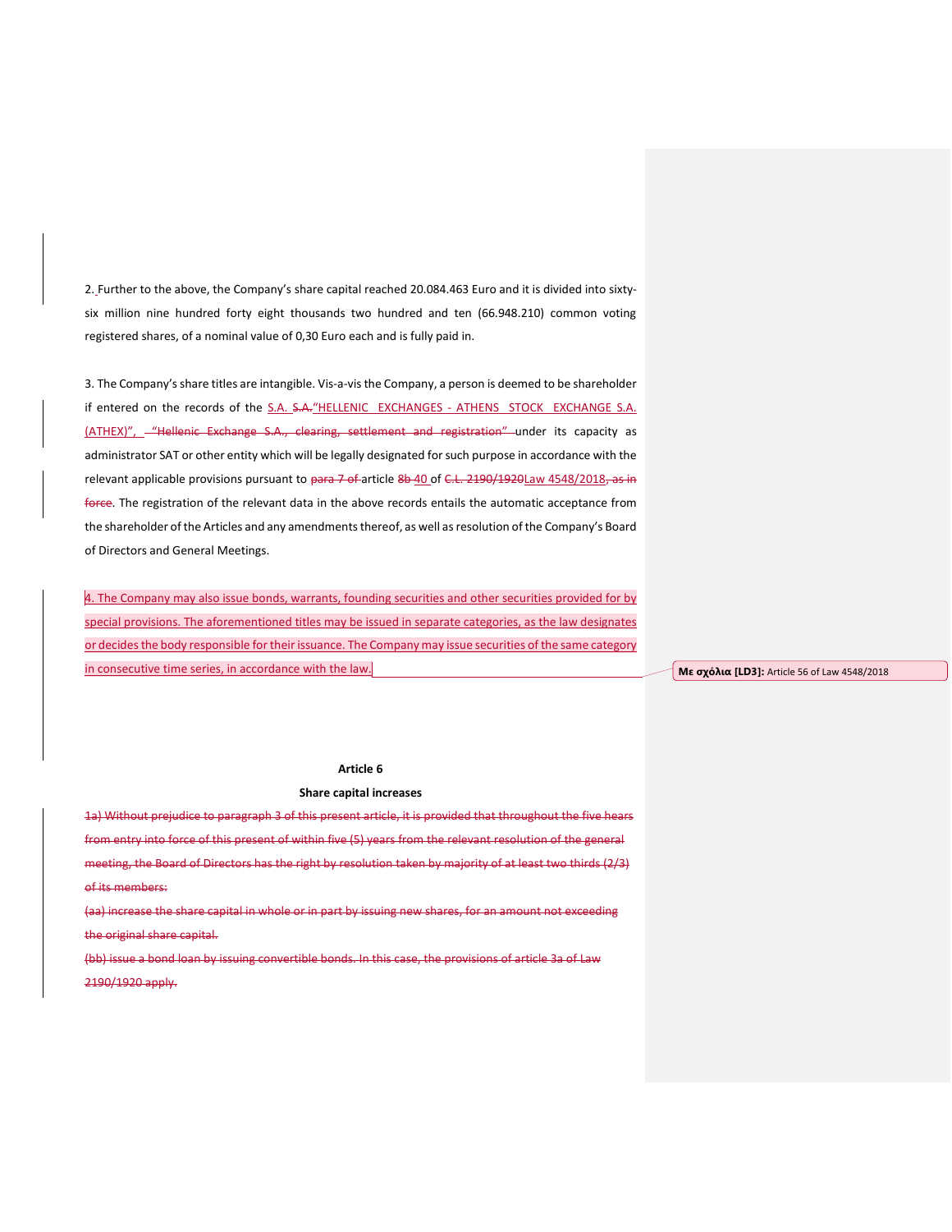2. Further to the above, the Company's share capital reached 20.084.463 Euro and it is divided into sixty-six million nine hundred forty eight thousands two hundred and ten (66.948.210) common voting registered shares, of a nominal value of 0,30 Euro each and is fully paid in.

3. The Company's share titles are intangible. Vis-a-vis the Company, a person is deemed to be shareholder if entered on the records of the S.A. ~~S.A.~~"HELLENIC EXCHANGES - ATHENS STOCK EXCHANGE S.A. (ATHEX)", ~~"Hellenic Exchange S.A., clearing, settlement and registration"~~ under its capacity as administrator SAT or other entity which will be legally designated for such purpose in accordance with the relevant applicable provisions pursuant to ~~para 7 of~~ article ~~8b~~ 40 of ~~C.L. 2190/1920~~Law 4548/2018~~, as in force~~. The registration of the relevant data in the above records entails the automatic acceptance from the shareholder of the Articles and any amendments thereof, as well as resolution of the Company's Board of Directors and General Meetings.

4. The Company may also issue bonds, warrants, founding securities and other securities provided for by special provisions. The aforementioned titles may be issued in separate categories, as the law designates or decides the body responsible for their issuance. The Company may issue securities of the same category in consecutive time series, in accordance with the law.

**Με σχόλια [LD3]:** Article 56 of Law 4548/2018

**Article 6**

**Share capital increases**

~~1a) Without prejudice to paragraph 3 of this present article, it is provided that throughout the five hears from entry into force of this present of within five (5) years from the relevant resolution of the general meeting, the Board of Directors has the right by resolution taken by majority of at least two thirds (2/3) of its members:~~

~~(aa) increase the share capital in whole or in part by issuing new shares, for an amount not exceeding the original share capital.~~

~~(bb) issue a bond loan by issuing convertible bonds. In this case, the provisions of article 3a of Law 2190/1920 apply.~~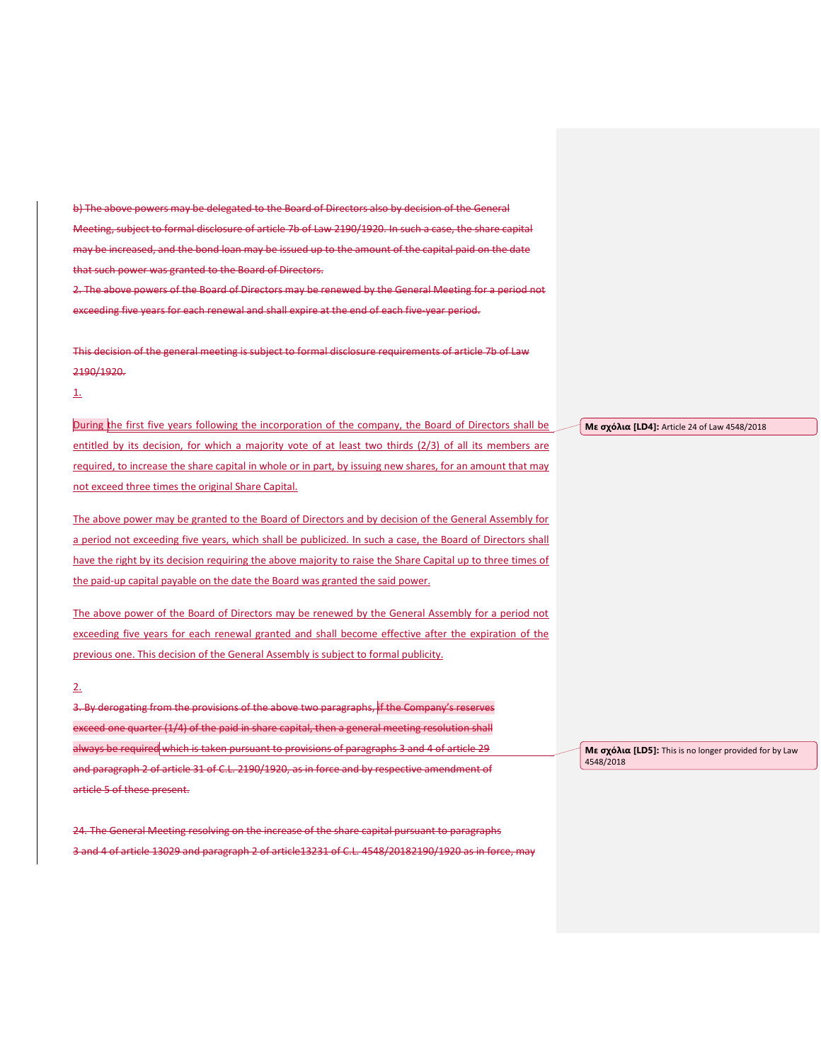~~b) The above powers may be delegated to the Board of Directors also by decision of the General Meeting, subject to formal disclosure of article 7b of Law 2190/1920. In such a case, the share capital may be increased, and the bond loan may be issued up to the amount of the capital paid on the date that such power was granted to the Board of Directors.~~

~~2. The above powers of the Board of Directors may be renewed by the General Meeting for a period not exceeding five years for each renewal and shall expire at the end of each five-year period.~~

~~This decision of the general meeting is subject to formal disclosure requirements of article 7b of Law 2190/1920.~~

1.

During the first five years following the incorporation of the company, the Board of Directors shall be entitled by its decision, for which a majority vote of at least two thirds (2/3) of all its members are required, to increase the share capital in whole or in part, by issuing new shares, for an amount that may not exceed three times the original Share Capital.

Με σχόλια [LD4]: Article 24 of Law 4548/2018

The above power may be granted to the Board of Directors and by decision of the General Assembly for a period not exceeding five years, which shall be publicized. In such a case, the Board of Directors shall have the right by its decision requiring the above majority to raise the Share Capital up to three times of the paid-up capital payable on the date the Board was granted the said power.

The above power of the Board of Directors may be renewed by the General Assembly for a period not exceeding five years for each renewal granted and shall become effective after the expiration of the previous one. This decision of the General Assembly is subject to formal publicity.

2.

~~3. By derogating from the provisions of the above two paragraphs, if the Company's reserves exceed one quarter (1/4) of the paid in share capital, then a general meeting resolution shall always be required which is taken pursuant to provisions of paragraphs 3 and 4 of article 29 and paragraph 2 of article 31 of C.L. 2190/1920, as in force and by respective amendment of article 5 of these present.~~

Με σχόλια [LD5]: This is no longer provided for by Law 4548/2018

~~24. The General Meeting resolving on the increase of the share capital pursuant to paragraphs 3 and 4 of article 13029 and paragraph 2 of article13231 of C.L. 4548/20182190/1920 as in force, may~~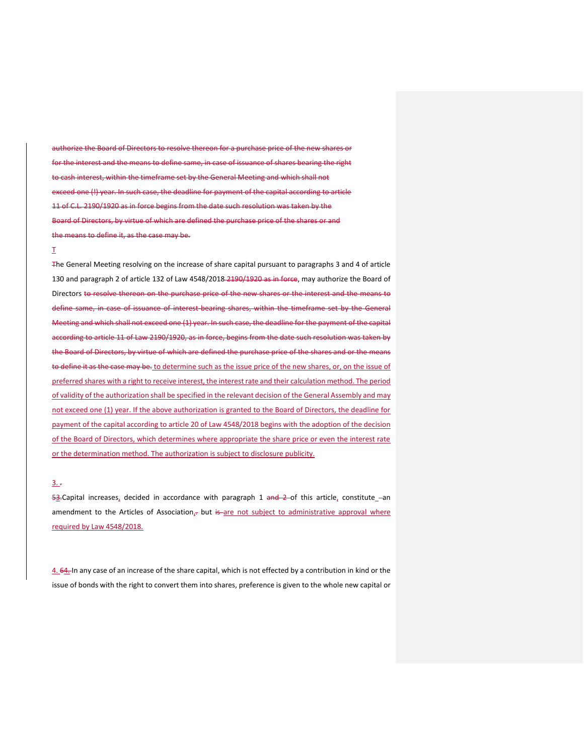authorize the Board of Directors to resolve thereon for a purchase price of the new shares or for the interest and the means to define same, in case of issuance of shares bearing the right to cash interest, within the timeframe set by the General Meeting and which shall not exceed one (!) year. In such case, the deadline for payment of the capital according to article 11 of C.L. 2190/1920 as in force begins from the date such resolution was taken by the Board of Directors, by virtue of which are defined the purchase price of the shares or and the means to define it, as the case may be.

T

The General Meeting resolving on the increase of share capital pursuant to paragraphs 3 and 4 of article 130 and paragraph 2 of article 132 of Law 4548/2018 2190/1920 as in force, may authorize the Board of Directors to resolve thereon on the purchase price of the new shares or the interest and the means to define same, in case of issuance of interest-bearing shares, within the timeframe set by the General Meeting and which shall not exceed one (1) year. In such case, the deadline for the payment of the capital according to article 11 of Law 2190/1920, as in force, begins from the date such resolution was taken by the Board of Directors, by virtue of which are defined the purchase price of the shares and or the means to define it as the case may be. to determine such as the issue price of the new shares, or, on the issue of preferred shares with a right to receive interest, the interest rate and their calculation method. The period of validity of the authorization shall be specified in the relevant decision of the General Assembly and may not exceed one (1) year. If the above authorization is granted to the Board of Directors, the deadline for payment of the capital according to article 20 of Law 4548/2018 begins with the adoption of the decision of the Board of Directors, which determines where appropriate the share price or even the interest rate or the determination method. The authorization is subject to disclosure publicity.

3. .

53.Capital increases, decided in accordance with paragraph 1 and 2 of this article, constitute an amendment to the Articles of Association,. but is are not subject to administrative approval where required by Law 4548/2018.

4. 64. In any case of an increase of the share capital, which is not effected by a contribution in kind or the issue of bonds with the right to convert them into shares, preference is given to the whole new capital or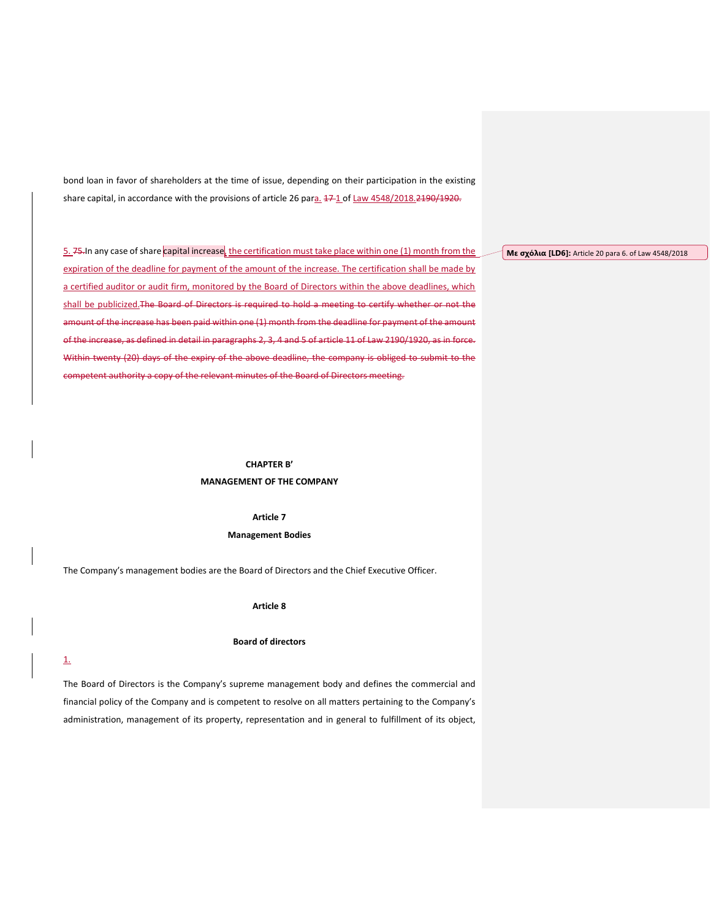bond loan in favor of shareholders at the time of issue, depending on their participation in the existing share capital, in accordance with the provisions of article 26 para. 17 1 of Law 4548/2018.2190/1920.

5. 75. In any case of share capital increase, the certification must take place within one (1) month from the expiration of the deadline for payment of the amount of the increase. The certification shall be made by a certified auditor or audit firm, monitored by the Board of Directors within the above deadlines, which shall be publicized.The Board of Directors is required to hold a meeting to certify whether or not the amount of the increase has been paid within one (1) month from the deadline for payment of the amount of the increase, as defined in detail in paragraphs 2, 3, 4 and 5 of article 11 of Law 2190/1920, as in force. Within twenty (20) days of the expiry of the above deadline, the company is obliged to submit to the competent authority a copy of the relevant minutes of the Board of Directors meeting.

**Με σχόλια [LD6]:** Article 20 para 6. of Law 4548/2018

## CHAPTER B'
## MANAGEMENT OF THE COMPANY

### Article 7
### Management Bodies

The Company's management bodies are the Board of Directors and the Chief Executive Officer.

### Article 8

### Board of directors

1.

The Board of Directors is the Company's supreme management body and defines the commercial and financial policy of the Company and is competent to resolve on all matters pertaining to the Company's administration, management of its property, representation and in general to fulfillment of its object,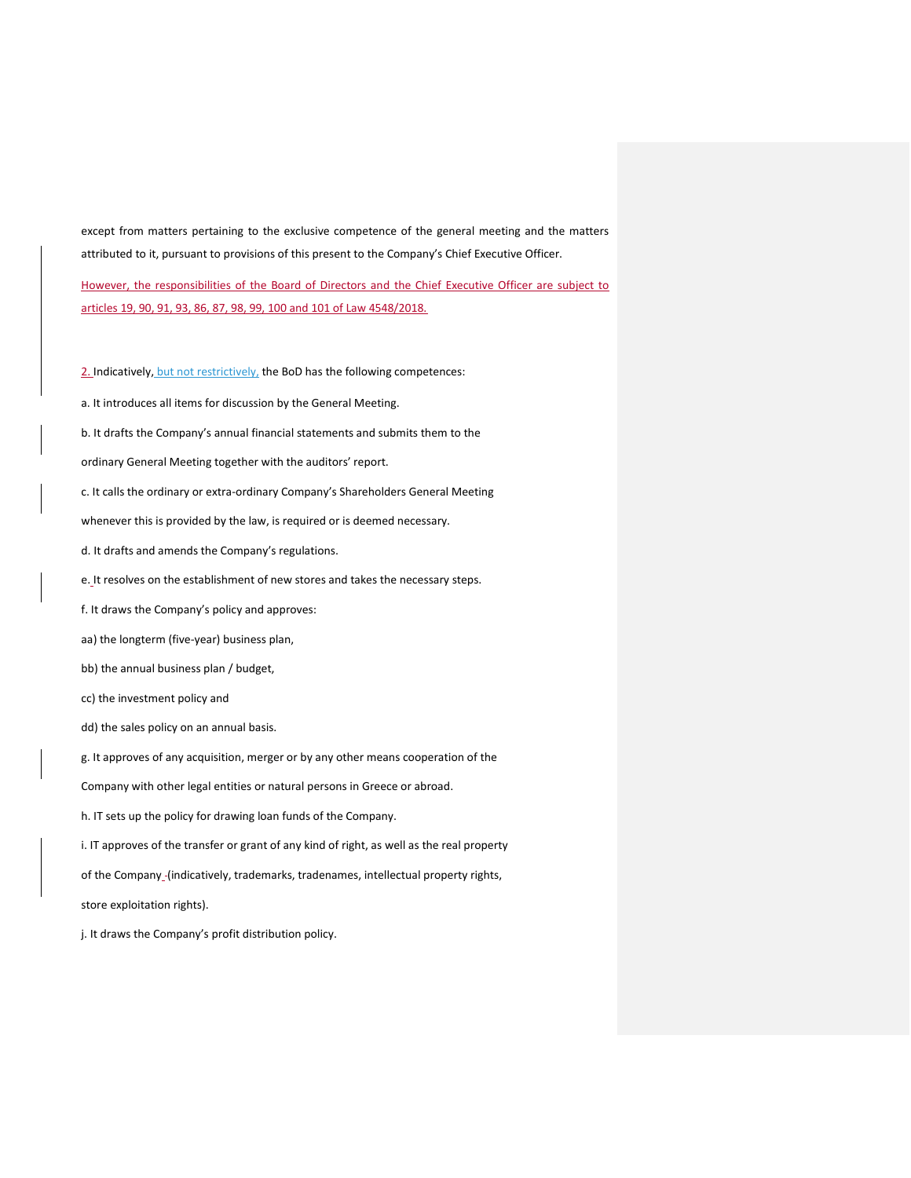except from matters pertaining to the exclusive competence of the general meeting and the matters attributed to it, pursuant to provisions of this present to the Company's Chief Executive Officer.

However, the responsibilities of the Board of Directors and the Chief Executive Officer are subject to articles 19, 90, 91, 93, 86, 87, 98, 99, 100 and 101 of Law 4548/2018.

2. Indicatively, but not restrictively, the BoD has the following competences:

a. It introduces all items for discussion by the General Meeting.

b. It drafts the Company's annual financial statements and submits them to the ordinary General Meeting together with the auditors' report.

c. It calls the ordinary or extra-ordinary Company's Shareholders General Meeting whenever this is provided by the law, is required or is deemed necessary.

d. It drafts and amends the Company's regulations.

e. It resolves on the establishment of new stores and takes the necessary steps.

f. It draws the Company's policy and approves:

aa) the longterm (five-year) business plan,

bb) the annual business plan / budget,

cc) the investment policy and

dd) the sales policy on an annual basis.

g. It approves of any acquisition, merger or by any other means cooperation of the Company with other legal entities or natural persons in Greece or abroad.

h. IT sets up the policy for drawing loan funds of the Company.

i. IT approves of the transfer or grant of any kind of right, as well as the real property of the Company (indicatively, trademarks, tradenames, intellectual property rights, store exploitation rights).

j. It draws the Company's profit distribution policy.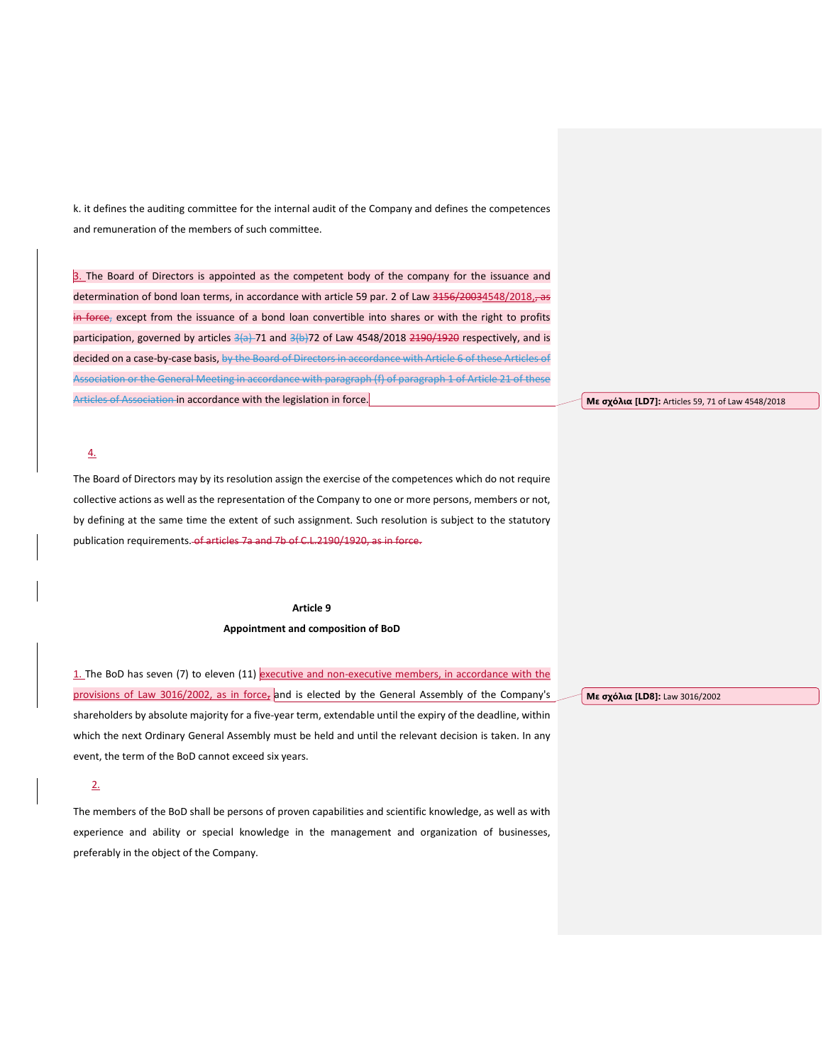k. it defines the auditing committee for the internal audit of the Company and defines the competences and remuneration of the members of such committee.

3. The Board of Directors is appointed as the competent body of the company for the issuance and determination of bond loan terms, in accordance with article 59 par. 2 of Law ~~3156/2003~~4548/2018~~, as in force,~~ except from the issuance of a bond loan convertible into shares or with the right to profits participation, governed by articles ~~3(a)~~ 71 and ~~3(b)~~72 of Law 4548/2018 ~~2190/1920~~ respectively, and is decided on a case-by-case basis, ~~by the Board of Directors in accordance with Article 6 of these Articles of Association or the General Meeting in accordance with paragraph (f) of paragraph 1 of Article 21 of these Articles of Association~~ in accordance with the legislation in force.

Με σχόλια [LD7]: Articles 59, 71 of Law 4548/2018

4.

The Board of Directors may by its resolution assign the exercise of the competences which do not require collective actions as well as the representation of the Company to one or more persons, members or not, by defining at the same time the extent of such assignment. Such resolution is subject to the statutory publication requirements. ~~of articles 7a and 7b of C.L.2190/1920, as in force.~~

**Article 9**

**Appointment and composition of BoD**

1. The BoD has seven (7) to eleven (11) executive and non-executive members, in accordance with the provisions of Law 3016/2002, as in force, and is elected by the General Assembly of the Company's shareholders by absolute majority for a five-year term, extendable until the expiry of the deadline, within which the next Ordinary General Assembly must be held and until the relevant decision is taken. In any event, the term of the BoD cannot exceed six years.

Με σχόλια [LD8]: Law 3016/2002

2.

The members of the BoD shall be persons of proven capabilities and scientific knowledge, as well as with experience and ability or special knowledge in the management and organization of businesses, preferably in the object of the Company.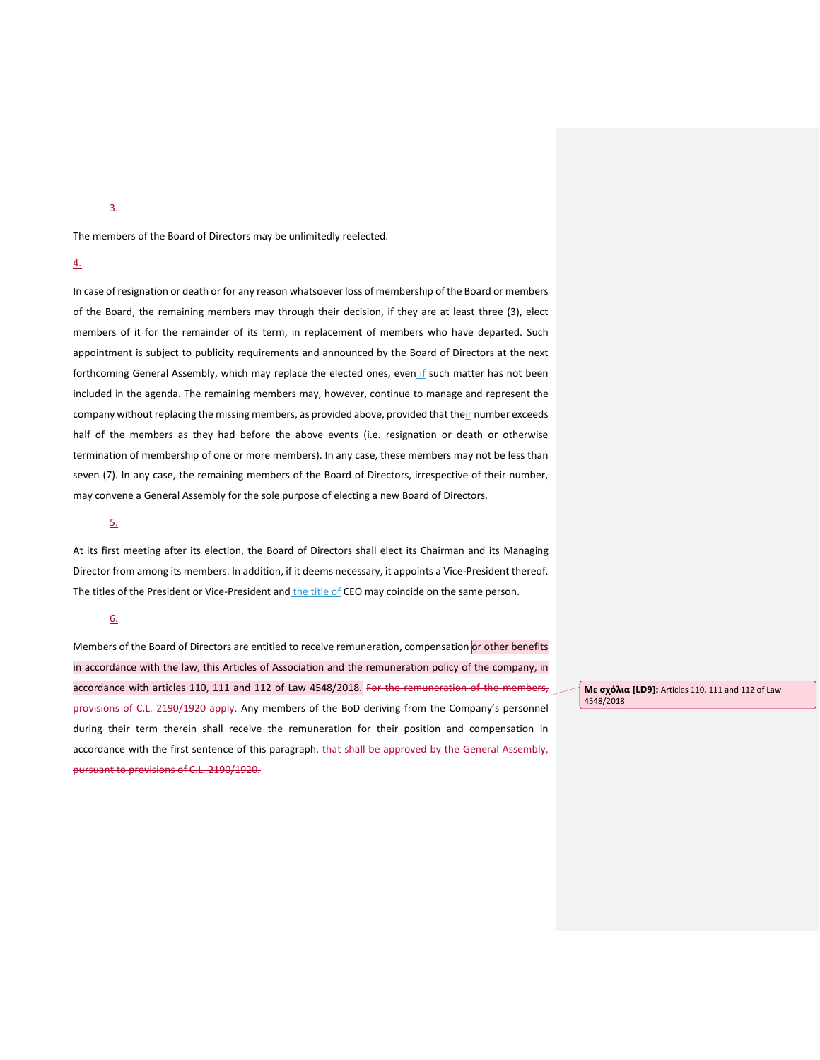3.

The members of the Board of Directors may be unlimitedly reelected.

4.

In case of resignation or death or for any reason whatsoever loss of membership of the Board or members of the Board, the remaining members may through their decision, if they are at least three (3), elect members of it for the remainder of its term, in replacement of members who have departed. Such appointment is subject to publicity requirements and announced by the Board of Directors at the next forthcoming General Assembly, which may replace the elected ones, even if such matter has not been included in the agenda. The remaining members may, however, continue to manage and represent the company without replacing the missing members, as provided above, provided that their number exceeds half of the members as they had before the above events (i.e. resignation or death or otherwise termination of membership of one or more members). In any case, these members may not be less than seven (7). In any case, the remaining members of the Board of Directors, irrespective of their number, may convene a General Assembly for the sole purpose of electing a new Board of Directors.

5.

At its first meeting after its election, the Board of Directors shall elect its Chairman and its Managing Director from among its members. In addition, if it deems necessary, it appoints a Vice-President thereof. The titles of the President or Vice-President and the title of CEO may coincide on the same person.

6.

Members of the Board of Directors are entitled to receive remuneration, compensation or other benefits in accordance with the law, this Articles of Association and the remuneration policy of the company, in accordance with articles 110, 111 and 112 of Law 4548/2018. ~~For the remuneration of the members, provisions of C.L. 2190/1920 apply.~~ Any members of the BoD deriving from the Company's personnel during their term therein shall receive the remuneration for their position and compensation in accordance with the first sentence of this paragraph. ~~that shall be approved by the General Assembly, pursuant to provisions of C.L. 2190/1920.~~

**Με σχόλια [LD9]:** Articles 110, 111 and 112 of Law 4548/2018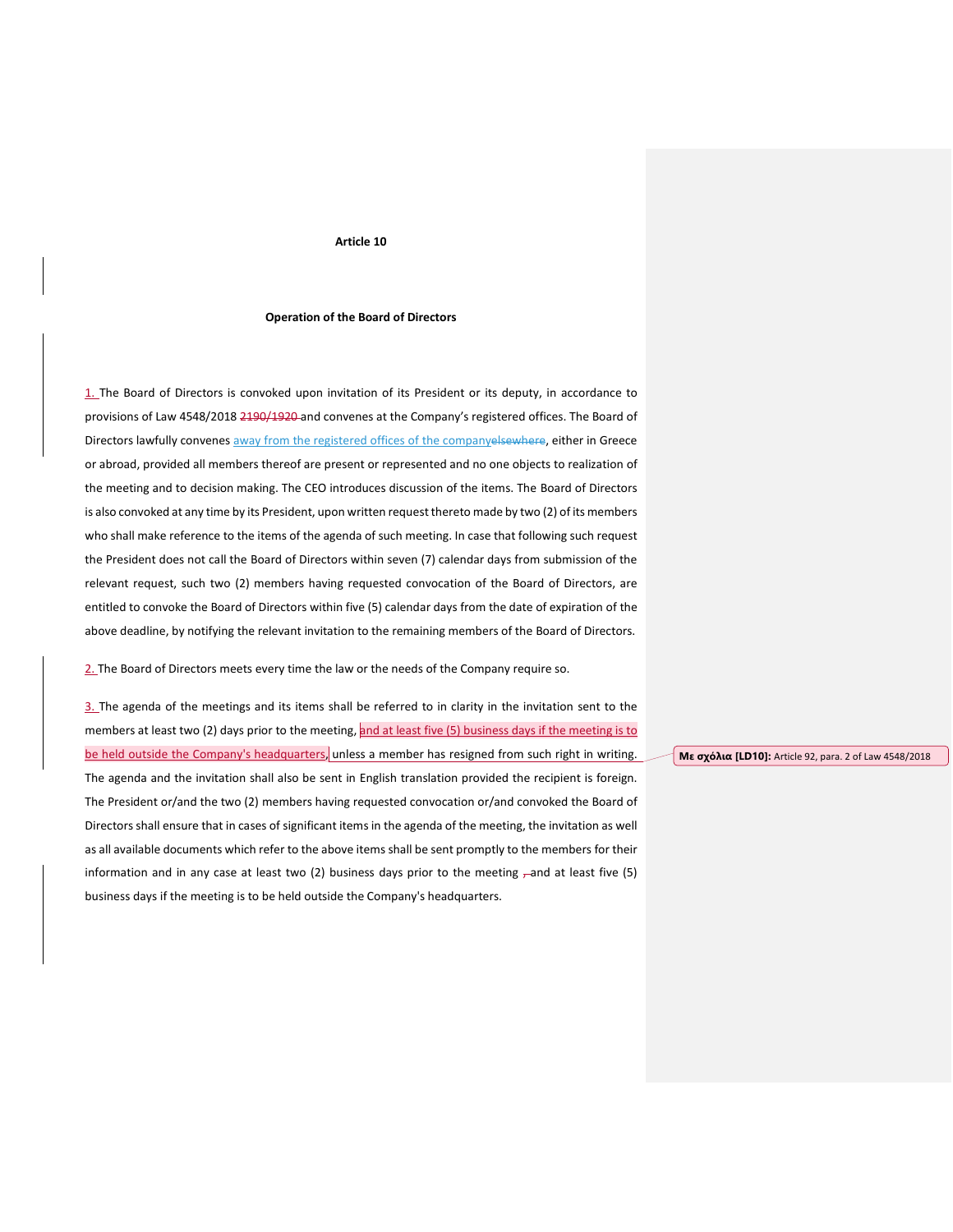**Article 10**

**Operation of the Board of Directors**

1. The Board of Directors is convoked upon invitation of its President or its deputy, in accordance to provisions of Law 4548/2018 ~~2190/1920~~ and convenes at the Company's registered offices. The Board of Directors lawfully convenes away from the registered offices of the company~~elsewhere~~, either in Greece or abroad, provided all members thereof are present or represented and no one objects to realization of the meeting and to decision making. The CEO introduces discussion of the items. The Board of Directors is also convoked at any time by its President, upon written request thereto made by two (2) of its members who shall make reference to the items of the agenda of such meeting. In case that following such request the President does not call the Board of Directors within seven (7) calendar days from submission of the relevant request, such two (2) members having requested convocation of the Board of Directors, are entitled to convoke the Board of Directors within five (5) calendar days from the date of expiration of the above deadline, by notifying the relevant invitation to the remaining members of the Board of Directors.

2. The Board of Directors meets every time the law or the needs of the Company require so.

3. The agenda of the meetings and its items shall be referred to in clarity in the invitation sent to the members at least two (2) days prior to the meeting, and at least five (5) business days if the meeting is to be held outside the Company's headquarters, unless a member has resigned from such right in writing. The agenda and the invitation shall also be sent in English translation provided the recipient is foreign. The President or/and the two (2) members having requested convocation or/and convoked the Board of Directors shall ensure that in cases of significant items in the agenda of the meeting, the invitation as well as all available documents which refer to the above items shall be sent promptly to the members for their information and in any case at least two (2) business days prior to the meeting ~~,~~ and at least five (5) business days if the meeting is to be held outside the Company's headquarters.

**Με σχόλια [LD10]:** Article 92, para. 2 of Law 4548/2018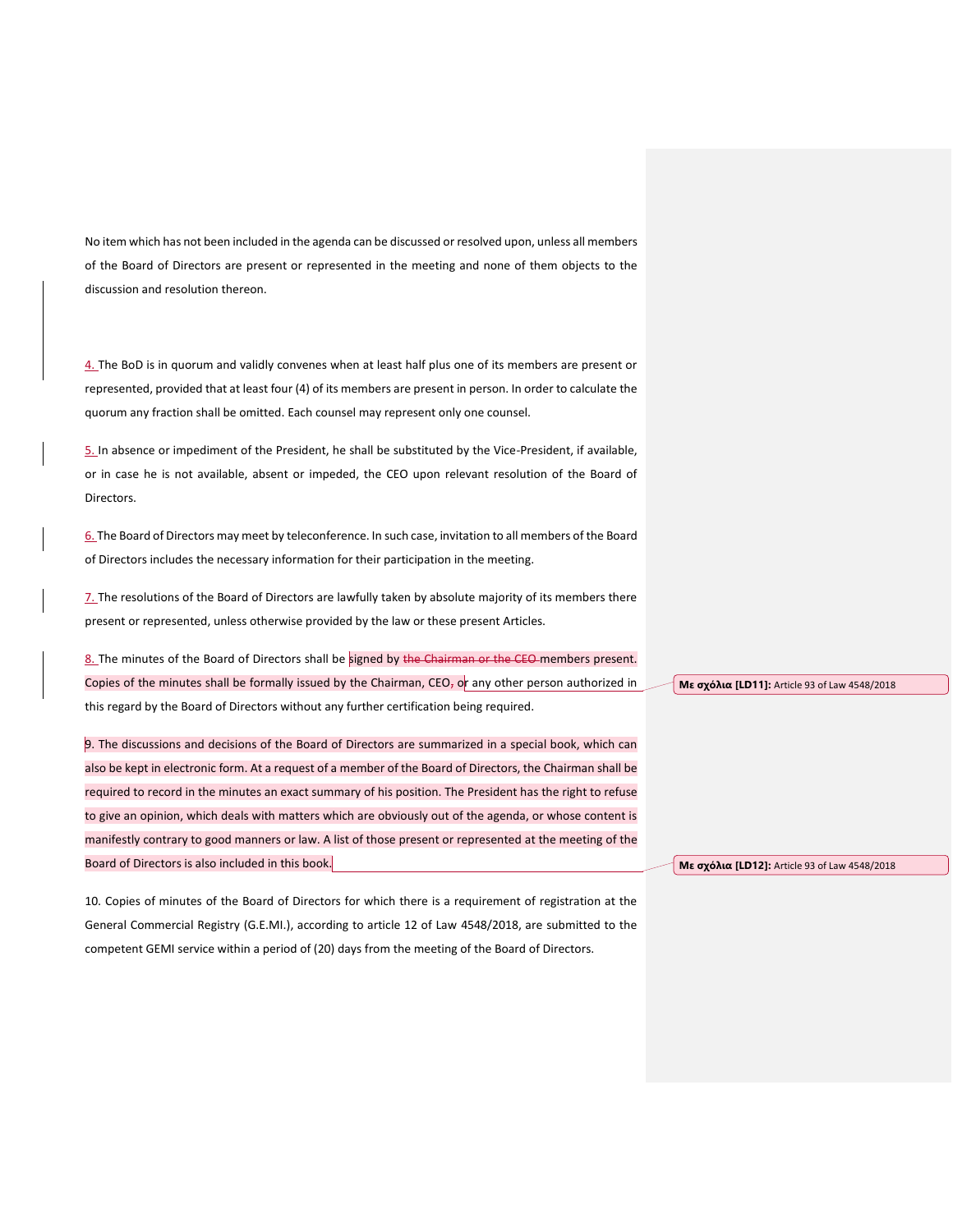No item which has not been included in the agenda can be discussed or resolved upon, unless all members of the Board of Directors are present or represented in the meeting and none of them objects to the discussion and resolution thereon.

4. The BoD is in quorum and validly convenes when at least half plus one of its members are present or represented, provided that at least four (4) of its members are present in person. In order to calculate the quorum any fraction shall be omitted. Each counsel may represent only one counsel.

5. In absence or impediment of the President, he shall be substituted by the Vice-President, if available, or in case he is not available, absent or impeded, the CEO upon relevant resolution of the Board of Directors.

6. The Board of Directors may meet by teleconference. In such case, invitation to all members of the Board of Directors includes the necessary information for their participation in the meeting.

7. The resolutions of the Board of Directors are lawfully taken by absolute majority of its members there present or represented, unless otherwise provided by the law or these present Articles.

8. The minutes of the Board of Directors shall be signed by ~~the Chairman or the CEO~~ members present. Copies of the minutes shall be formally issued by the Chairman, CEO~~,~~ or any other person authorized in this regard by the Board of Directors without any further certification being required.

> **Με σχόλια [LD11]:** Article 93 of Law 4548/2018

9. The discussions and decisions of the Board of Directors are summarized in a special book, which can also be kept in electronic form. At a request of a member of the Board of Directors, the Chairman shall be required to record in the minutes an exact summary of his position. The President has the right to refuse to give an opinion, which deals with matters which are obviously out of the agenda, or whose content is manifestly contrary to good manners or law. A list of those present or represented at the meeting of the Board of Directors is also included in this book.

> **Με σχόλια [LD12]:** Article 93 of Law 4548/2018

10. Copies of minutes of the Board of Directors for which there is a requirement of registration at the General Commercial Registry (G.E.MI.), according to article 12 of Law 4548/2018, are submitted to the competent GEMI service within a period of (20) days from the meeting of the Board of Directors.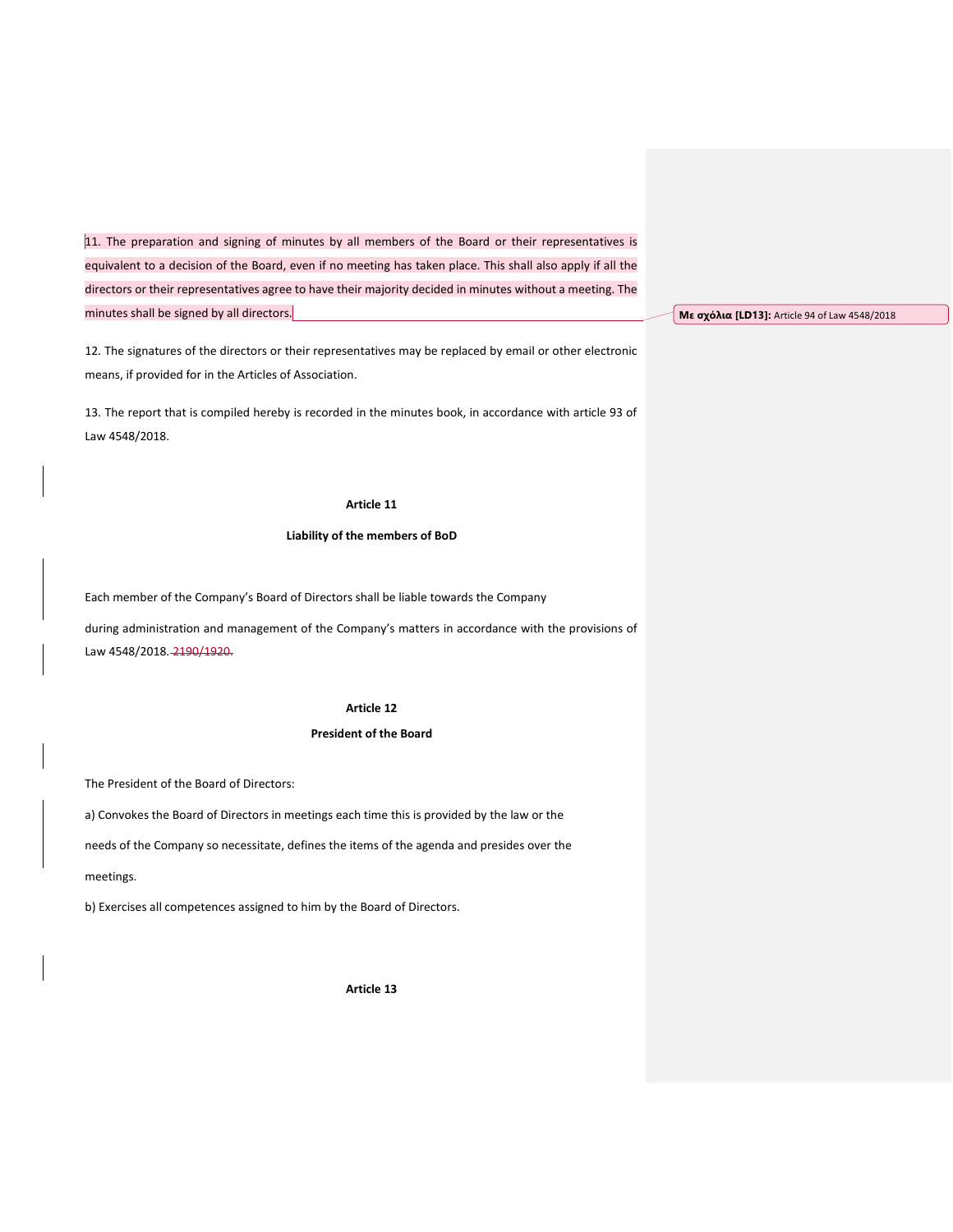11. The preparation and signing of minutes by all members of the Board or their representatives is equivalent to a decision of the Board, even if no meeting has taken place. This shall also apply if all the directors or their representatives agree to have their majority decided in minutes without a meeting. The minutes shall be signed by all directors.

Με σχόλια [LD13]: Article 94 of Law 4548/2018

12. The signatures of the directors or their representatives may be replaced by email or other electronic means, if provided for in the Articles of Association.

13. The report that is compiled hereby is recorded in the minutes book, in accordance with article 93 of Law 4548/2018.

**Article 11**

**Liability of the members of BoD**

Each member of the Company's Board of Directors shall be liable towards the Company

during administration and management of the Company's matters in accordance with the provisions of Law 4548/2018. ~~2190/1920.~~

**Article 12**

**President of the Board**

The President of the Board of Directors:

a) Convokes the Board of Directors in meetings each time this is provided by the law or the

needs of the Company so necessitate, defines the items of the agenda and presides over the

meetings.

b) Exercises all competences assigned to him by the Board of Directors.

**Article 13**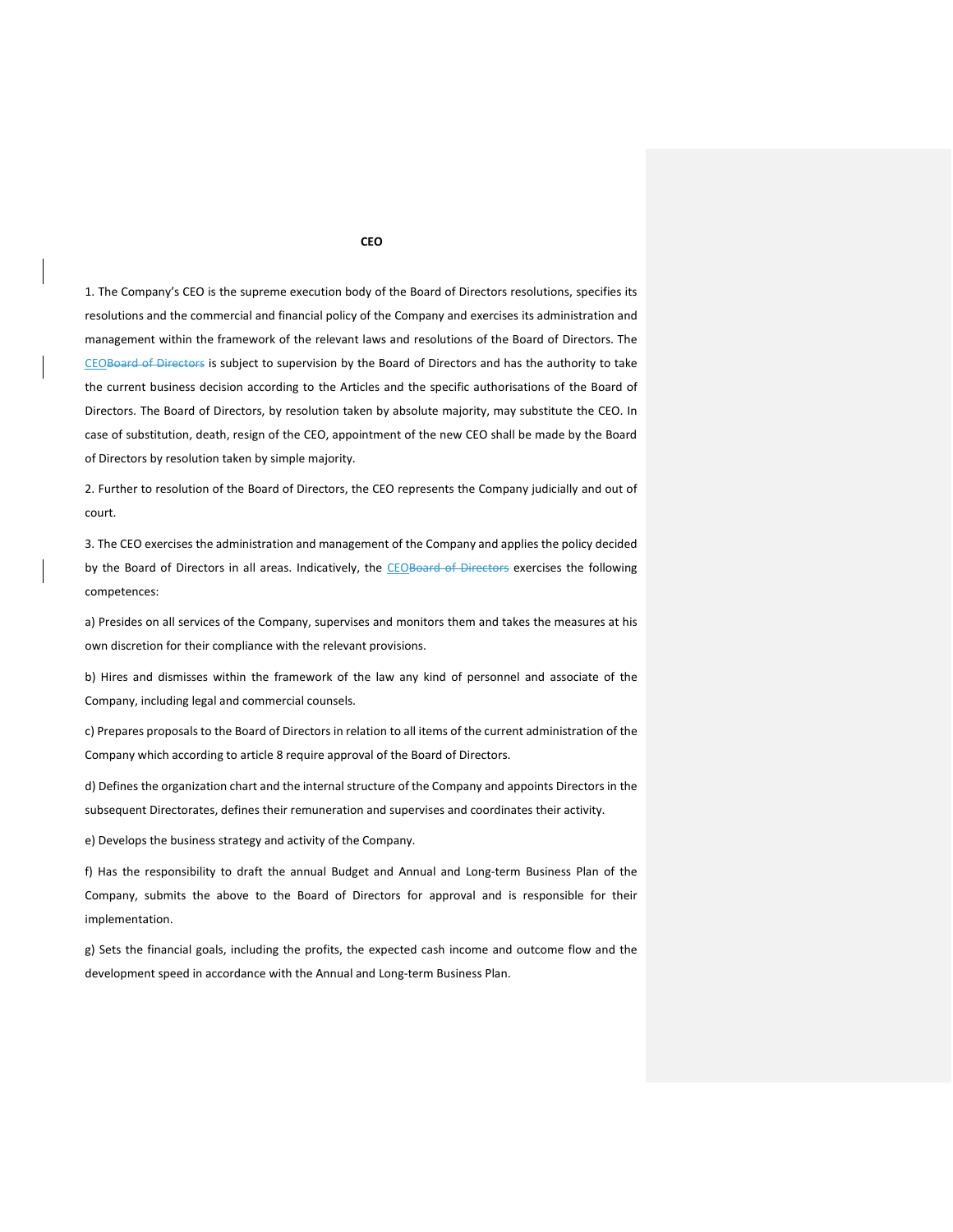**CEO**

1. The Company's CEO is the supreme execution body of the Board of Directors resolutions, specifies its resolutions and the commercial and financial policy of the Company and exercises its administration and management within the framework of the relevant laws and resolutions of the Board of Directors. The CEO~~Board of Directors~~ is subject to supervision by the Board of Directors and has the authority to take the current business decision according to the Articles and the specific authorisations of the Board of Directors. The Board of Directors, by resolution taken by absolute majority, may substitute the CEO. In case of substitution, death, resign of the CEO, appointment of the new CEO shall be made by the Board of Directors by resolution taken by simple majority.

2. Further to resolution of the Board of Directors, the CEO represents the Company judicially and out of court.

3. The CEO exercises the administration and management of the Company and applies the policy decided by the Board of Directors in all areas. Indicatively, the CEO~~Board of Directors~~ exercises the following competences:

a) Presides on all services of the Company, supervises and monitors them and takes the measures at his own discretion for their compliance with the relevant provisions.

b) Hires and dismisses within the framework of the law any kind of personnel and associate of the Company, including legal and commercial counsels.

c) Prepares proposals to the Board of Directors in relation to all items of the current administration of the Company which according to article 8 require approval of the Board of Directors.

d) Defines the organization chart and the internal structure of the Company and appoints Directors in the subsequent Directorates, defines their remuneration and supervises and coordinates their activity.

e) Develops the business strategy and activity of the Company.

f) Has the responsibility to draft the annual Budget and Annual and Long-term Business Plan of the Company, submits the above to the Board of Directors for approval and is responsible for their implementation.

g) Sets the financial goals, including the profits, the expected cash income and outcome flow and the development speed in accordance with the Annual and Long-term Business Plan.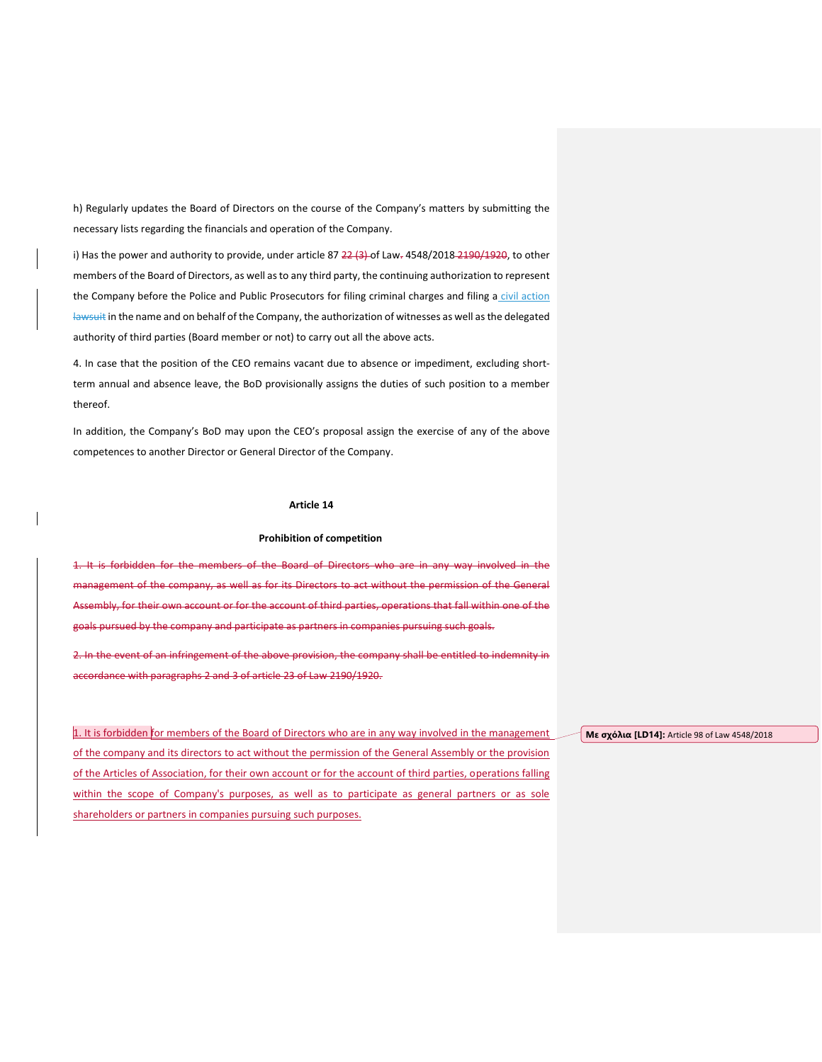h) Regularly updates the Board of Directors on the course of the Company's matters by submitting the necessary lists regarding the financials and operation of the Company.

i) Has the power and authority to provide, under article 87 ~~22 (3)~~ of Law~~.~~ 4548/2018 ~~2190/1920~~, to other members of the Board of Directors, as well as to any third party, the continuing authorization to represent the Company before the Police and Public Prosecutors for filing criminal charges and filing a civil action ~~lawsuit~~ in the name and on behalf of the Company, the authorization of witnesses as well as the delegated authority of third parties (Board member or not) to carry out all the above acts.

4. In case that the position of the CEO remains vacant due to absence or impediment, excluding short-term annual and absence leave, the BoD provisionally assigns the duties of such position to a member thereof.

In addition, the Company's BoD may upon the CEO's proposal assign the exercise of any of the above competences to another Director or General Director of the Company.

## Article 14

### Prohibition of competition

~~1. It is forbidden for the members of the Board of Directors who are in any way involved in the management of the company, as well as for its Directors to act without the permission of the General Assembly, for their own account or for the account of third parties, operations that fall within one of the goals pursued by the company and participate as partners in companies pursuing such goals.~~

~~2. In the event of an infringement of the above provision, the company shall be entitled to indemnity in accordance with paragraphs 2 and 3 of article 23 of Law 2190/1920.~~

1. It is forbidden for members of the Board of Directors who are in any way involved in the management of the company and its directors to act without the permission of the General Assembly or the provision of the Articles of Association, for their own account or for the account of third parties, operations falling within the scope of Company's purposes, as well as to participate as general partners or as sole shareholders or partners in companies pursuing such purposes.

**Με σχόλια [LD14]:** Article 98 of Law 4548/2018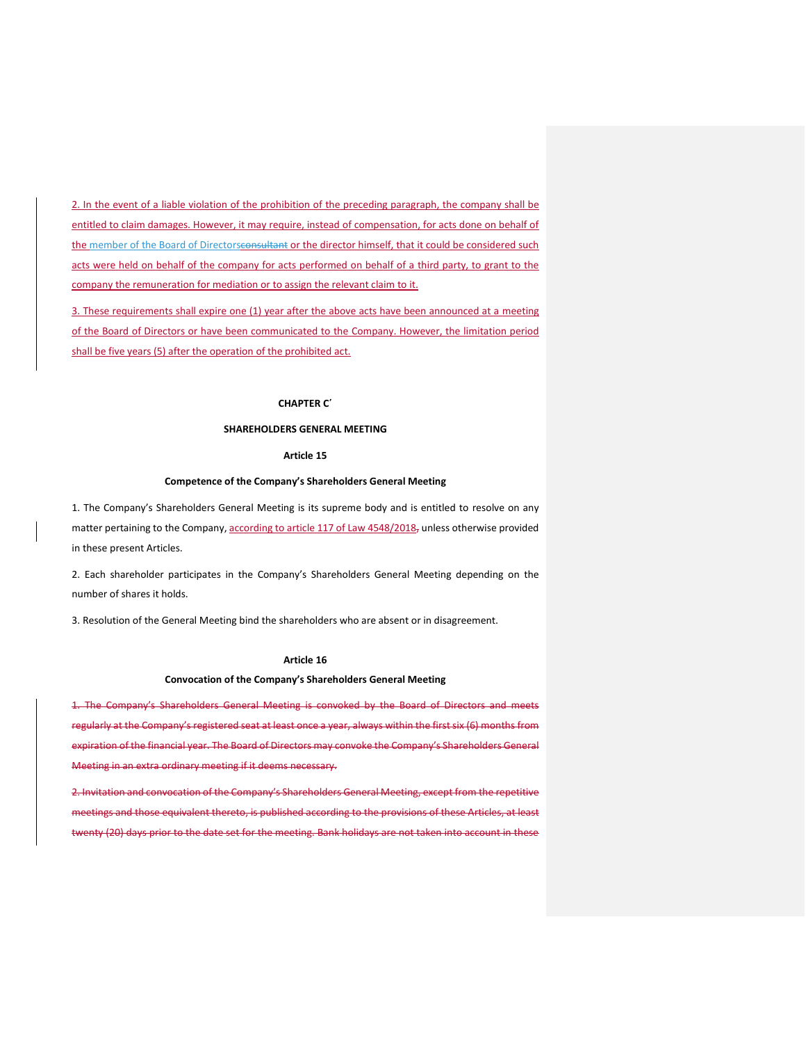2. In the event of a liable violation of the prohibition of the preceding paragraph, the company shall be entitled to claim damages. However, it may require, instead of compensation, for acts done on behalf of the member of the Board of Directors~~consultant~~ or the director himself, that it could be considered such acts were held on behalf of the company for acts performed on behalf of a third party, to grant to the company the remuneration for mediation or to assign the relevant claim to it.

3. These requirements shall expire one (1) year after the above acts have been announced at a meeting of the Board of Directors or have been communicated to the Company. However, the limitation period shall be five years (5) after the operation of the prohibited act.

## CHAPTER C΄

## SHAREHOLDERS GENERAL MEETING

### Article 15

### Competence of the Company's Shareholders General Meeting

1. The Company's Shareholders General Meeting is its supreme body and is entitled to resolve on any matter pertaining to the Company, according to article 117 of Law 4548/2018~~,~~ unless otherwise provided in these present Articles.

2. Each shareholder participates in the Company's Shareholders General Meeting depending on the number of shares it holds.

3. Resolution of the General Meeting bind the shareholders who are absent or in disagreement.

### Article 16

### Convocation of the Company's Shareholders General Meeting

~~1. The Company's Shareholders General Meeting is convoked by the Board of Directors and meets regularly at the Company's registered seat at least once a year, always within the first six (6) months from expiration of the financial year. The Board of Directors may convoke the Company's Shareholders General Meeting in an extra ordinary meeting if it deems necessary.~~

~~2. Invitation and convocation of the Company's Shareholders General Meeting, except from the repetitive meetings and those equivalent thereto, is published according to the provisions of these Articles, at least twenty (20) days prior to the date set for the meeting. Bank holidays are not taken into account in these~~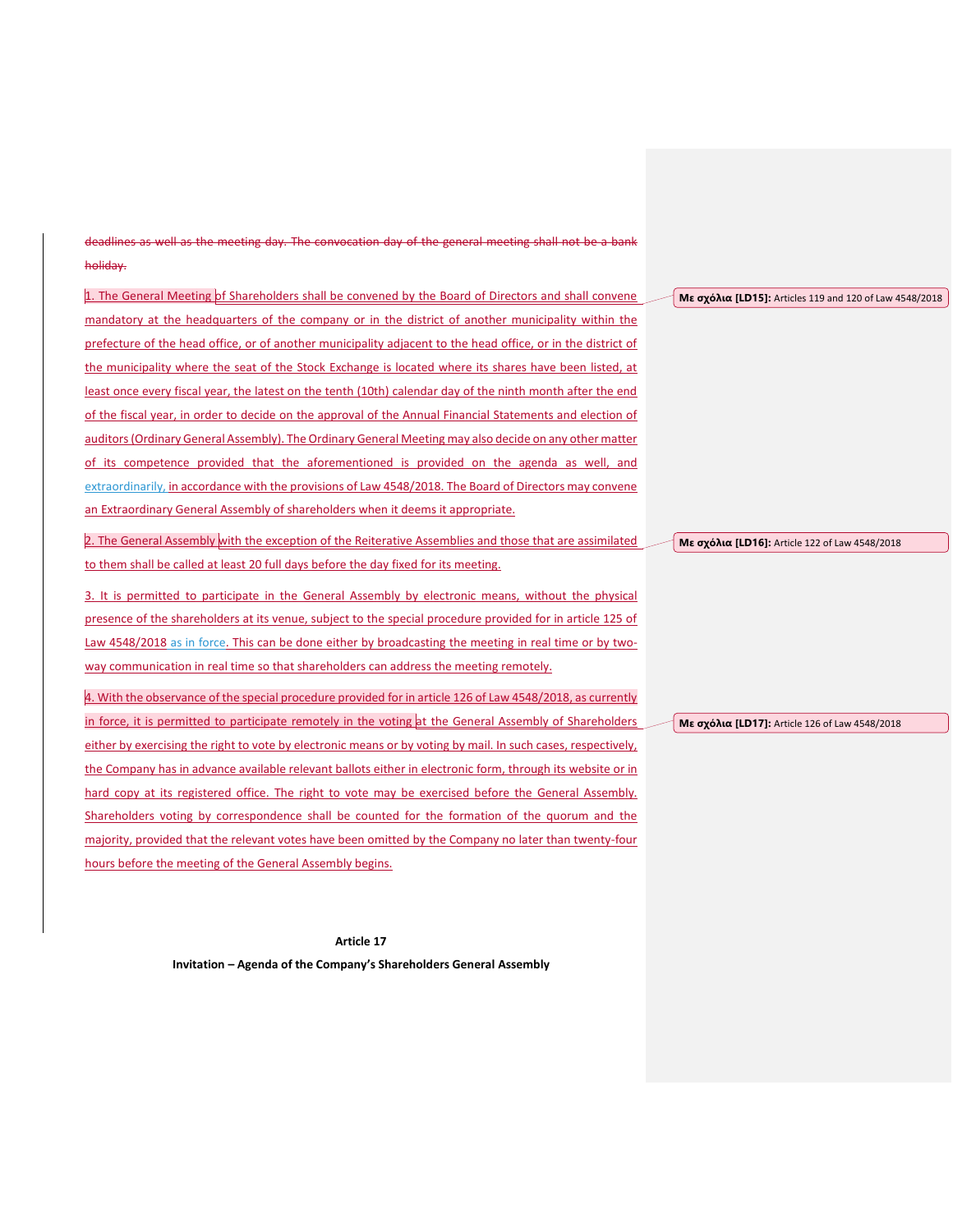~~deadlines as well as the meeting day. The convocation day of the general meeting shall not be a bank holiday.~~

1. The General Meeting of Shareholders shall be convened by the Board of Directors and shall convene mandatory at the headquarters of the company or in the district of another municipality within the prefecture of the head office, or of another municipality adjacent to the head office, or in the district of the municipality where the seat of the Stock Exchange is located where its shares have been listed, at least once every fiscal year, the latest on the tenth (10th) calendar day of the ninth month after the end of the fiscal year, in order to decide on the approval of the Annual Financial Statements and election of auditors (Ordinary General Assembly). The Ordinary General Meeting may also decide on any other matter of its competence provided that the aforementioned is provided on the agenda as well, and extraordinarily, in accordance with the provisions of Law 4548/2018. The Board of Directors may convene an Extraordinary General Assembly of shareholders when it deems it appropriate.

Με σχόλια [LD15]: Articles 119 and 120 of Law 4548/2018

2. The General Assembly with the exception of the Reiterative Assemblies and those that are assimilated to them shall be called at least 20 full days before the day fixed for its meeting.

Με σχόλια [LD16]: Article 122 of Law 4548/2018

3. It is permitted to participate in the General Assembly by electronic means, without the physical presence of the shareholders at its venue, subject to the special procedure provided for in article 125 of Law 4548/2018 as in force. This can be done either by broadcasting the meeting in real time or by two-way communication in real time so that shareholders can address the meeting remotely.

4. With the observance of the special procedure provided for in article 126 of Law 4548/2018, as currently in force, it is permitted to participate remotely in the voting at the General Assembly of Shareholders either by exercising the right to vote by electronic means or by voting by mail. In such cases, respectively, the Company has in advance available relevant ballots either in electronic form, through its website or in hard copy at its registered office. The right to vote may be exercised before the General Assembly. Shareholders voting by correspondence shall be counted for the formation of the quorum and the majority, provided that the relevant votes have been omitted by the Company no later than twenty-four hours before the meeting of the General Assembly begins.

Με σχόλια [LD17]: Article 126 of Law 4548/2018

**Article 17**

**Invitation – Agenda of the Company's Shareholders General Assembly**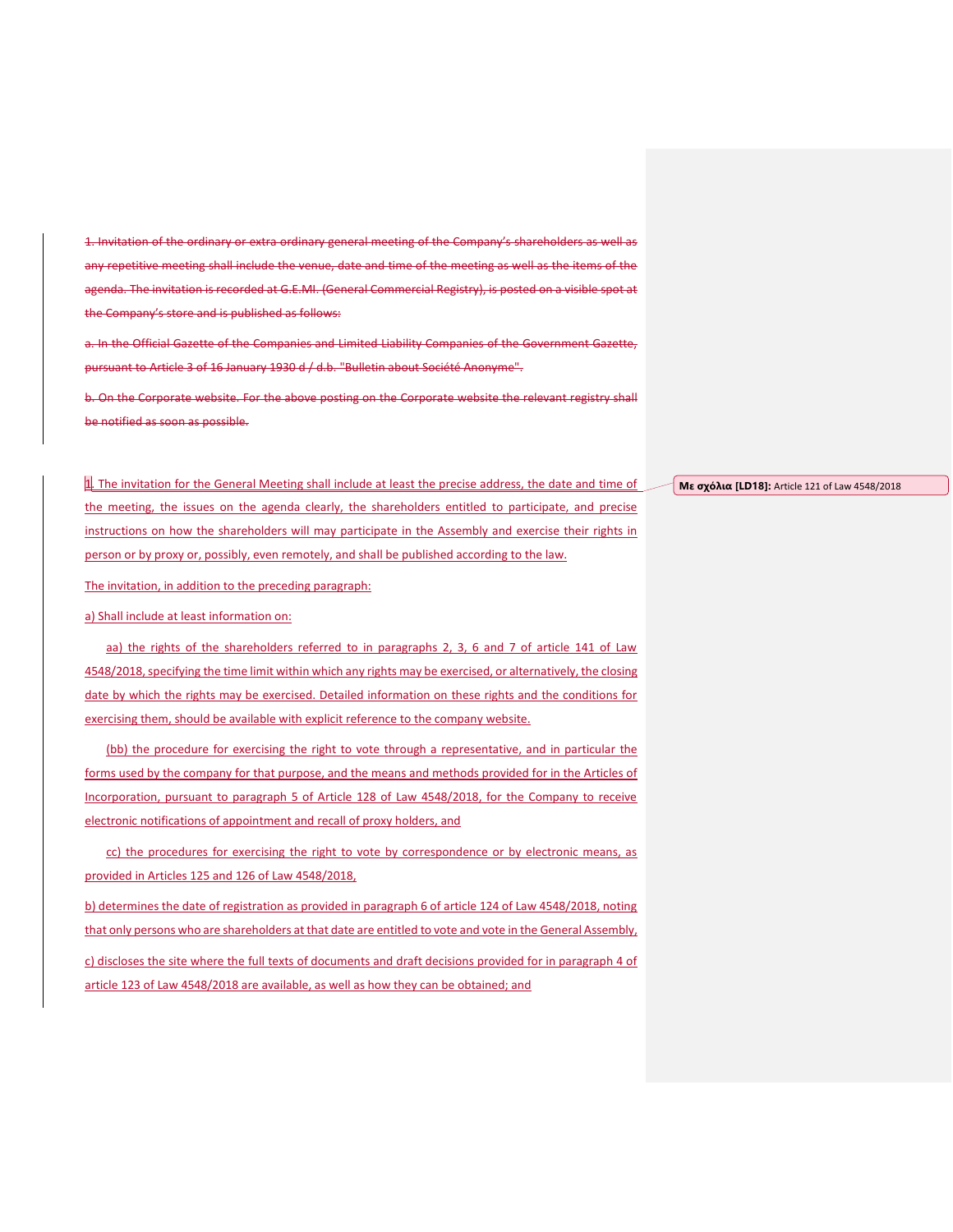~~1. Invitation of the ordinary or extra ordinary general meeting of the Company's shareholders as well as any repetitive meeting shall include the venue, date and time of the meeting as well as the items of the agenda. The invitation is recorded at G.E.MI. (General Commercial Registry), is posted on a visible spot at the Company's store and is published as follows:~~

~~a. In the Official Gazette of the Companies and Limited Liability Companies of the Government Gazette, pursuant to Article 3 of 16 January 1930 d / d.b. "Bulletin about Société Anonyme".~~

~~b. On the Corporate website. For the above posting on the Corporate website the relevant registry shall be notified as soon as possible.~~

1. The invitation for the General Meeting shall include at least the precise address, the date and time of the meeting, the issues on the agenda clearly, the shareholders entitled to participate, and precise instructions on how the shareholders will may participate in the Assembly and exercise their rights in person or by proxy or, possibly, even remotely, and shall be published according to the law.

Με σχόλια [LD18]: Article 121 of Law 4548/2018

The invitation, in addition to the preceding paragraph:

a) Shall include at least information on:

aa) the rights of the shareholders referred to in paragraphs 2, 3, 6 and 7 of article 141 of Law 4548/2018, specifying the time limit within which any rights may be exercised, or alternatively, the closing date by which the rights may be exercised. Detailed information on these rights and the conditions for exercising them, should be available with explicit reference to the company website.

(bb) the procedure for exercising the right to vote through a representative, and in particular the forms used by the company for that purpose, and the means and methods provided for in the Articles of Incorporation, pursuant to paragraph 5 of Article 128 of Law 4548/2018, for the Company to receive electronic notifications of appointment and recall of proxy holders, and

cc) the procedures for exercising the right to vote by correspondence or by electronic means, as provided in Articles 125 and 126 of Law 4548/2018,

b) determines the date of registration as provided in paragraph 6 of article 124 of Law 4548/2018, noting that only persons who are shareholders at that date are entitled to vote and vote in the General Assembly,

c) discloses the site where the full texts of documents and draft decisions provided for in paragraph 4 of article 123 of Law 4548/2018 are available, as well as how they can be obtained; and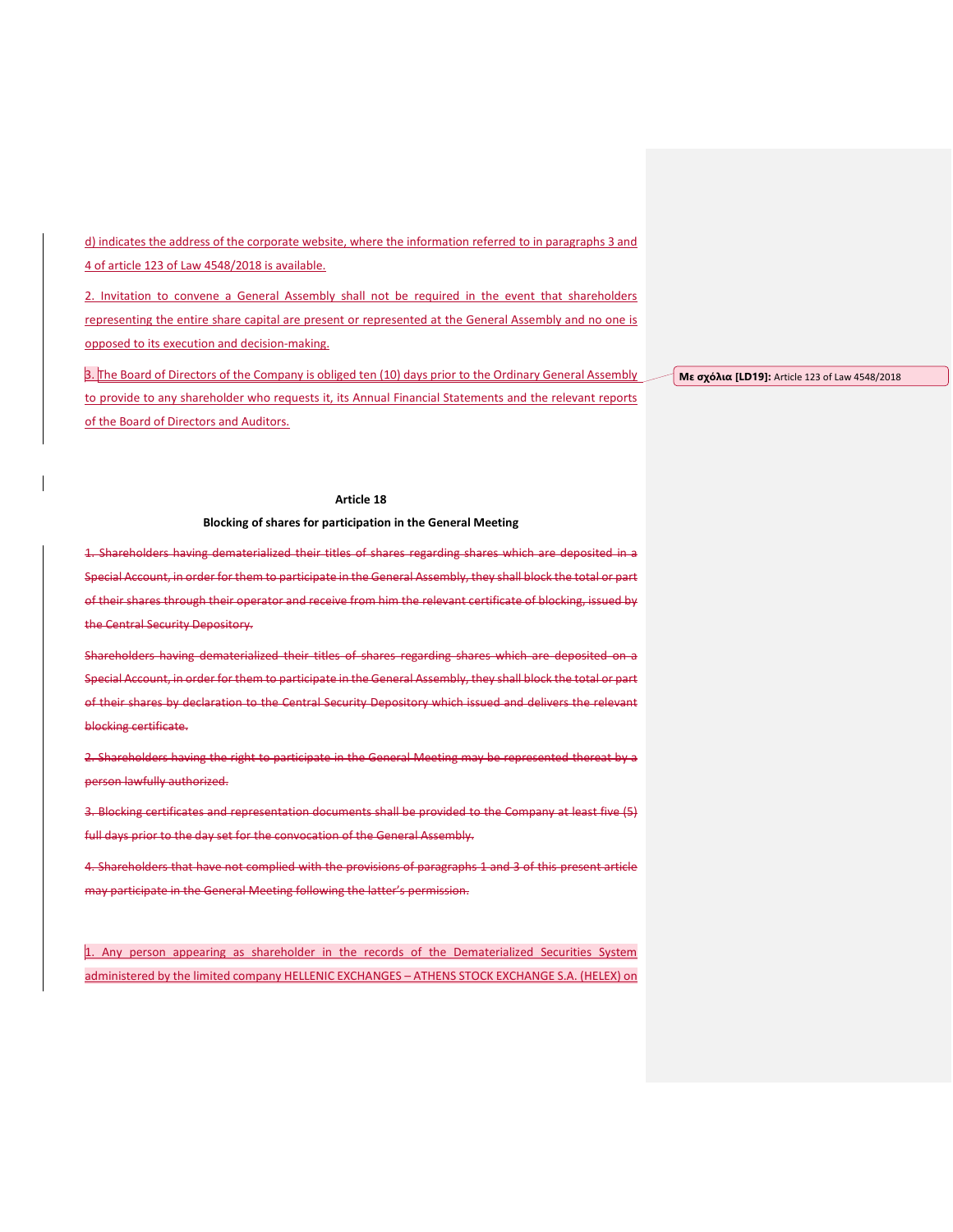d) indicates the address of the corporate website, where the information referred to in paragraphs 3 and 4 of article 123 of Law 4548/2018 is available.

2. Invitation to convene a General Assembly shall not be required in the event that shareholders representing the entire share capital are present or represented at the General Assembly and no one is opposed to its execution and decision-making.

3. The Board of Directors of the Company is obliged ten (10) days prior to the Ordinary General Assembly to provide to any shareholder who requests it, its Annual Financial Statements and the relevant reports of the Board of Directors and Auditors.

Με σχόλια [LD19]: Article 123 of Law 4548/2018

**Article 18**

**Blocking of shares for participation in the General Meeting**

~~1. Shareholders having dematerialized their titles of shares regarding shares which are deposited in a Special Account, in order for them to participate in the General Assembly, they shall block the total or part of their shares through their operator and receive from him the relevant certificate of blocking, issued by the Central Security Depository.~~

~~Shareholders having dematerialized their titles of shares regarding shares which are deposited on a Special Account, in order for them to participate in the General Assembly, they shall block the total or part of their shares by declaration to the Central Security Depository which issued and delivers the relevant blocking certificate.~~

~~2. Shareholders having the right to participate in the General Meeting may be represented thereat by a person lawfully authorized.~~

~~3. Blocking certificates and representation documents shall be provided to the Company at least five (5) full days prior to the day set for the convocation of the General Assembly.~~

~~4. Shareholders that have not complied with the provisions of paragraphs 1 and 3 of this present article may participate in the General Meeting following the latter's permission.~~

1. Any person appearing as shareholder in the records of the Dematerialized Securities System administered by the limited company HELLENIC EXCHANGES – ATHENS STOCK EXCHANGE S.A. (HELEX) on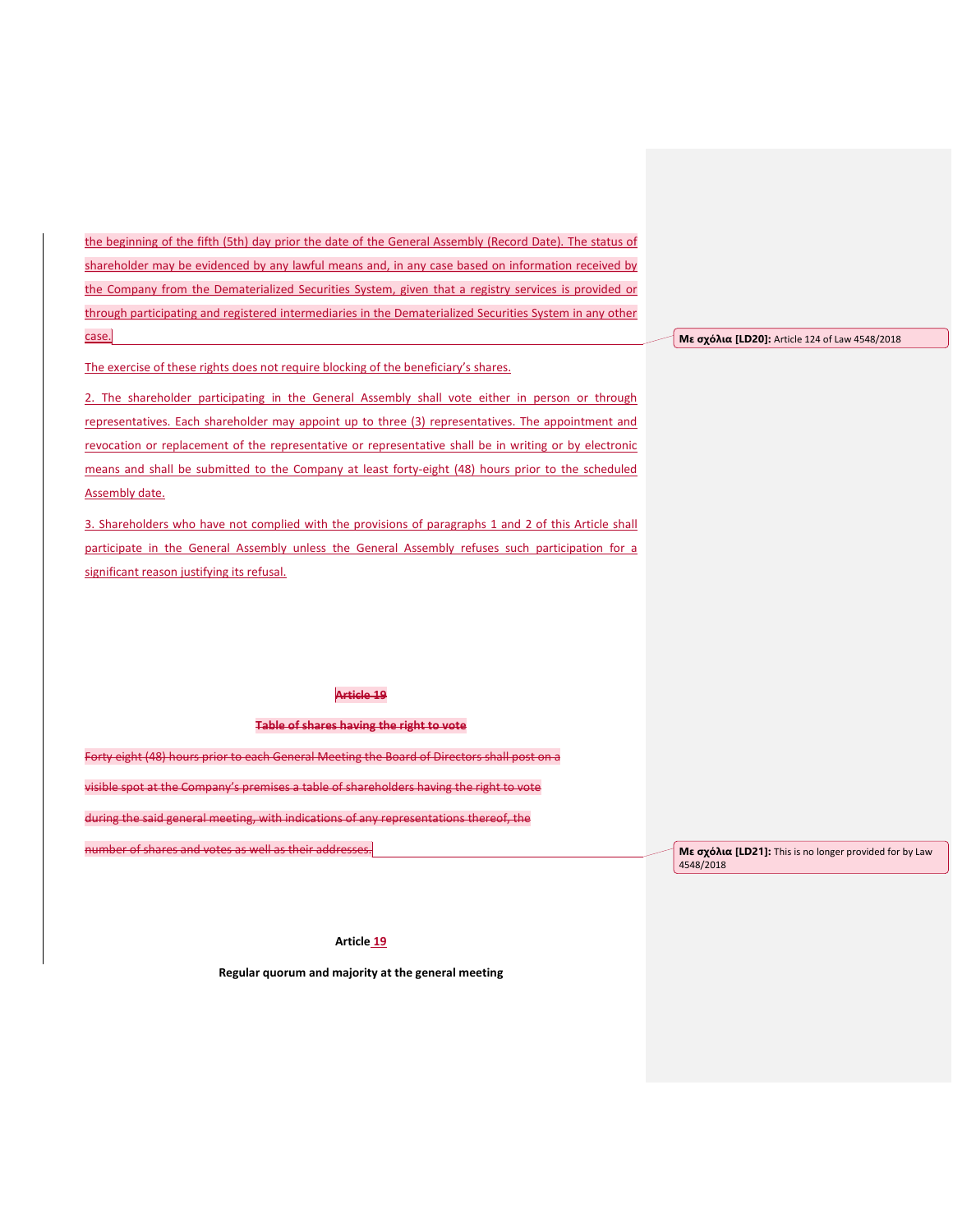the beginning of the fifth (5th) day prior the date of the General Assembly (Record Date). The status of shareholder may be evidenced by any lawful means and, in any case based on information received by the Company from the Dematerialized Securities System, given that a registry services is provided or through participating and registered intermediaries in the Dematerialized Securities System in any other case.

Με σχόλια [LD20]: Article 124 of Law 4548/2018

The exercise of these rights does not require blocking of the beneficiary's shares.

2. The shareholder participating in the General Assembly shall vote either in person or through representatives. Each shareholder may appoint up to three (3) representatives. The appointment and revocation or replacement of the representative or representative shall be in writing or by electronic means and shall be submitted to the Company at least forty-eight (48) hours prior to the scheduled Assembly date.

3. Shareholders who have not complied with the provisions of paragraphs 1 and 2 of this Article shall participate in the General Assembly unless the General Assembly refuses such participation for a significant reason justifying its refusal.

**~~Article 19~~**

**~~Table of shares having the right to vote~~**

~~Forty eight (48) hours prior to each General Meeting the Board of Directors shall post on a visible spot at the Company's premises a table of shareholders having the right to vote during the said general meeting, with indications of any representations thereof, the number of shares and votes as well as their addresses.~~

Με σχόλια [LD21]: This is no longer provided for by Law 4548/2018

**Article 19**

**Regular quorum and majority at the general meeting**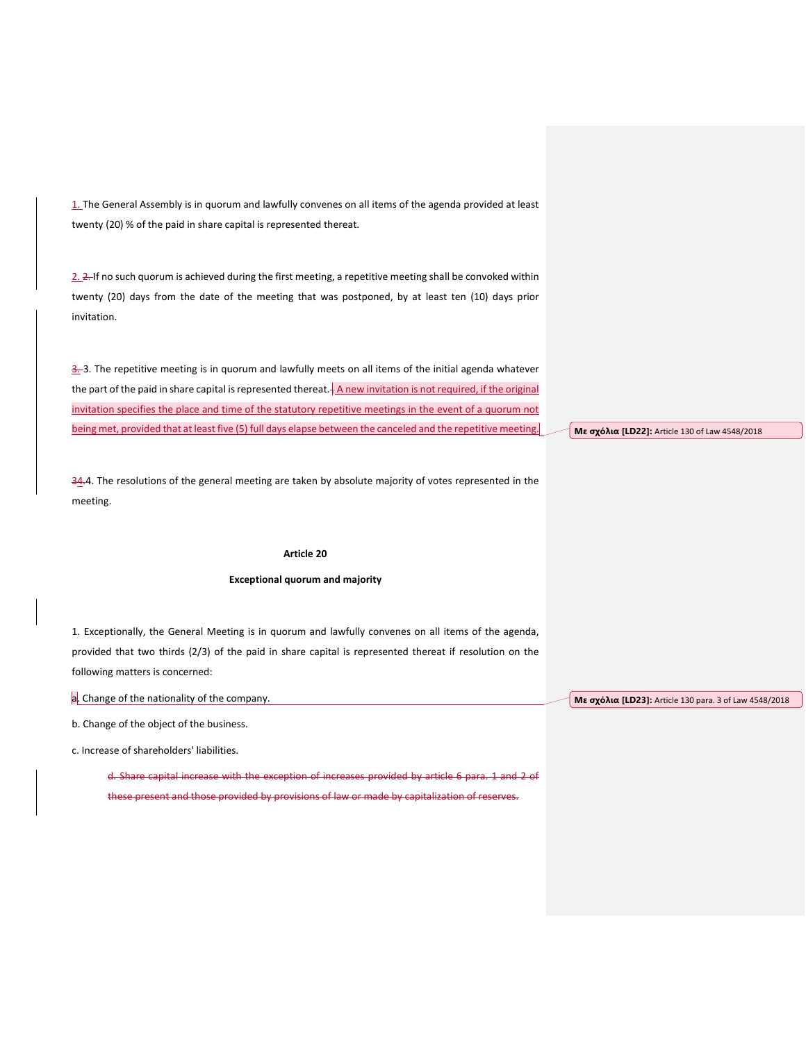1. The General Assembly is in quorum and lawfully convenes on all items of the agenda provided at least twenty (20) % of the paid in share capital is represented thereat.

2. If no such quorum is achieved during the first meeting, a repetitive meeting shall be convoked within twenty (20) days from the date of the meeting that was postponed, by at least ten (10) days prior invitation.

3. The repetitive meeting is in quorum and lawfully meets on all items of the initial agenda whatever the part of the paid in share capital is represented thereat. A new invitation is not required, if the original invitation specifies the place and time of the statutory repetitive meetings in the event of a quorum not being met, provided that at least five (5) full days elapse between the canceled and the repetitive meeting.

Με σχόλια [LD22]: Article 130 of Law 4548/2018

4. The resolutions of the general meeting are taken by absolute majority of votes represented in the meeting.

**Article 20**

**Exceptional quorum and majority**

1. Exceptionally, the General Meeting is in quorum and lawfully convenes on all items of the agenda, provided that two thirds (2/3) of the paid in share capital is represented thereat if resolution on the following matters is concerned:

a. Change of the nationality of the company.

Με σχόλια [LD23]: Article 130 para. 3 of Law 4548/2018

b. Change of the object of the business.

c. Increase of shareholders' liabilities.

~~d. Share capital increase with the exception of increases provided by article 6 para. 1 and 2 of these present and those provided by provisions of law or made by capitalization of reserves.~~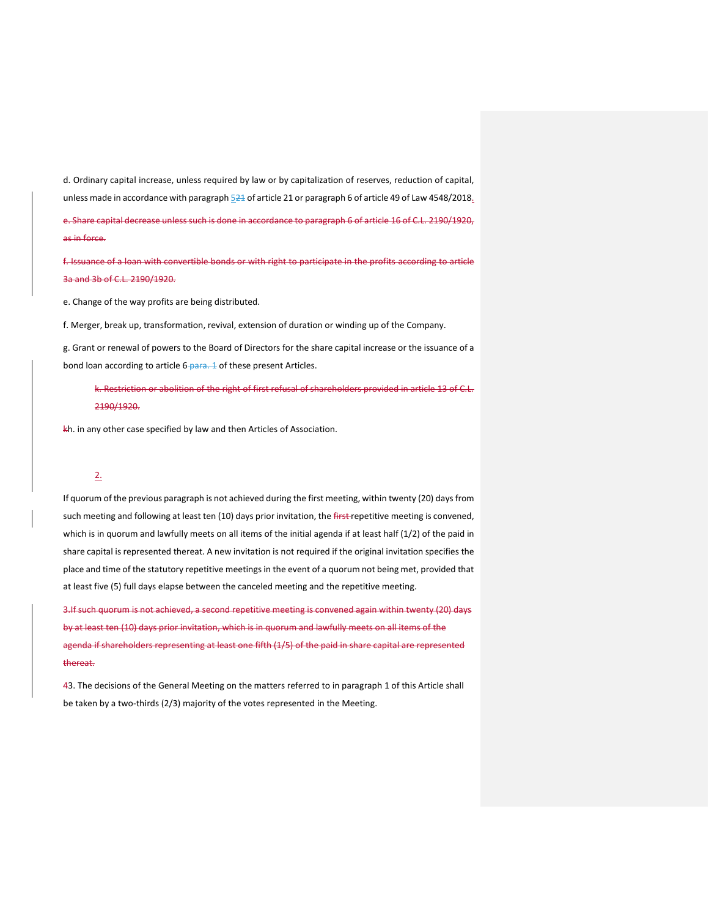d. Ordinary capital increase, unless required by law or by capitalization of reserves, reduction of capital, unless made in accordance with paragraph ~~21~~ 5 of article 21 or paragraph 6 of article 49 of Law 4548/2018.

~~e. Share capital decrease unless such is done in accordance to paragraph 6 of article 16 of C.L. 2190/1920, as in force.~~

~~f. Issuance of a loan with convertible bonds or with right to participate in the profits according to article 3a and 3b of C.L. 2190/1920.~~

e. Change of the way profits are being distributed.

f. Merger, break up, transformation, revival, extension of duration or winding up of the Company.

g. Grant or renewal of powers to the Board of Directors for the share capital increase or the issuance of a bond loan according to article 6 ~~para. 1~~ of these present Articles.

~~k. Restriction or abolition of the right of first refusal of shareholders provided in article 13 of C.L. 2190/1920.~~

~~k~~h. in any other case specified by law and then Articles of Association.

2.

If quorum of the previous paragraph is not achieved during the first meeting, within twenty (20) days from such meeting and following at least ten (10) days prior invitation, the ~~first~~ repetitive meeting is convened, which is in quorum and lawfully meets on all items of the initial agenda if at least half (1/2) of the paid in share capital is represented thereat. A new invitation is not required if the original invitation specifies the place and time of the statutory repetitive meetings in the event of a quorum not being met, provided that at least five (5) full days elapse between the canceled meeting and the repetitive meeting.

~~3. If such quorum is not achieved, a second repetitive meeting is convened again within twenty (20) days by at least ten (10) days prior invitation, which is in quorum and lawfully meets on all items of the agenda if shareholders representing at least one fifth (1/5) of the paid in share capital are represented thereat.~~

~~4~~3. The decisions of the General Meeting on the matters referred to in paragraph 1 of this Article shall be taken by a two-thirds (2/3) majority of the votes represented in the Meeting.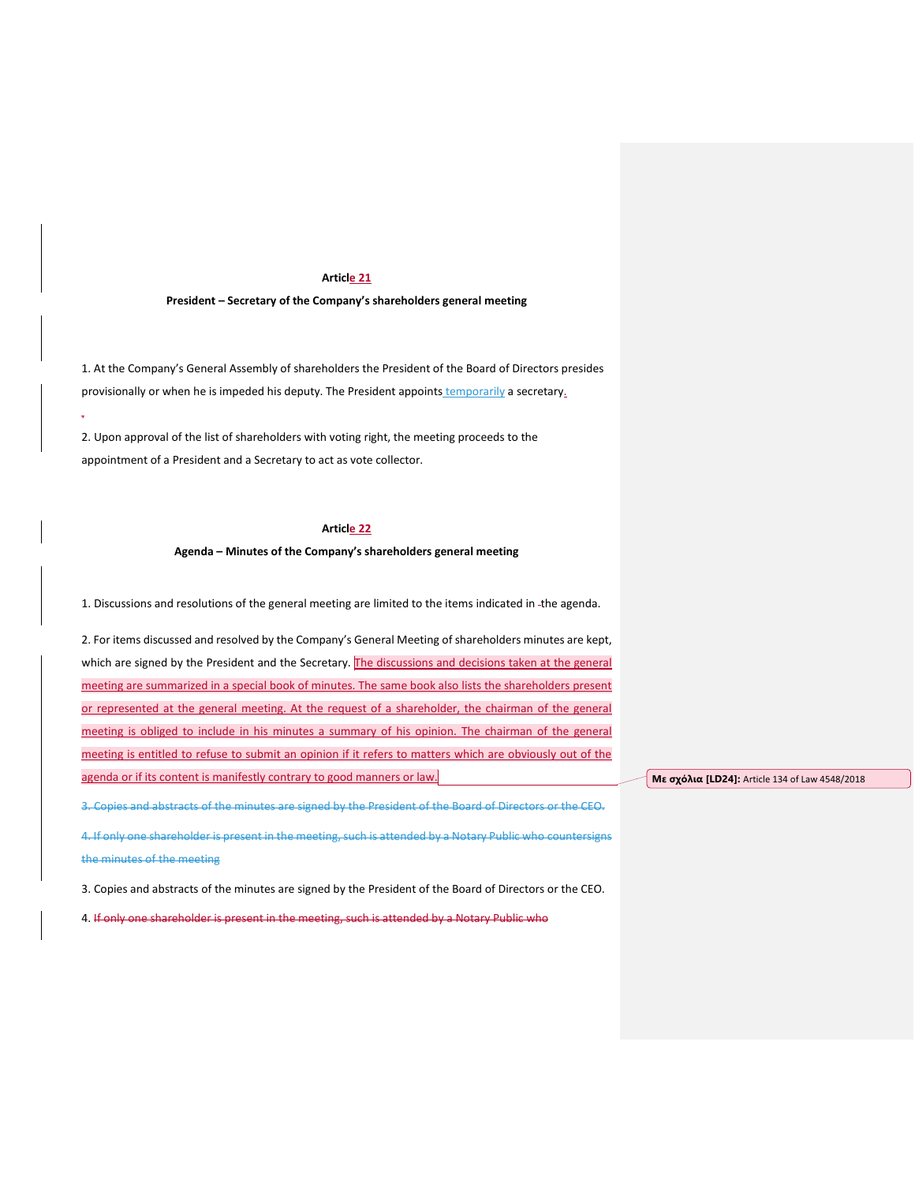**Article 21**

**President – Secretary of the Company's shareholders general meeting**

1. At the Company's General Assembly of shareholders the President of the Board of Directors presides provisionally or when he is impeded his deputy. The President appoints temporarily a secretary.

2. Upon approval of the list of shareholders with voting right, the meeting proceeds to the appointment of a President and a Secretary to act as vote collector.

**Article 22**

**Agenda – Minutes of the Company's shareholders general meeting**

1. Discussions and resolutions of the general meeting are limited to the items indicated in the agenda.

2. For items discussed and resolved by the Company's General Meeting of shareholders minutes are kept, which are signed by the President and the Secretary. The discussions and decisions taken at the general meeting are summarized in a special book of minutes. The same book also lists the shareholders present or represented at the general meeting. At the request of a shareholder, the chairman of the general meeting is obliged to include in his minutes a summary of his opinion. The chairman of the general meeting is entitled to refuse to submit an opinion if it refers to matters which are obviously out of the agenda or if its content is manifestly contrary to good manners or law.

Με σχόλια [LD24]: Article 134 of Law 4548/2018

~~3. Copies and abstracts of the minutes are signed by the President of the Board of Directors or the CEO.~~

~~4. If only one shareholder is present in the meeting, such is attended by a Notary Public who countersigns the minutes of the meeting~~

3. Copies and abstracts of the minutes are signed by the President of the Board of Directors or the CEO.

4. ~~If only one shareholder is present in the meeting, such is attended by a Notary Public who~~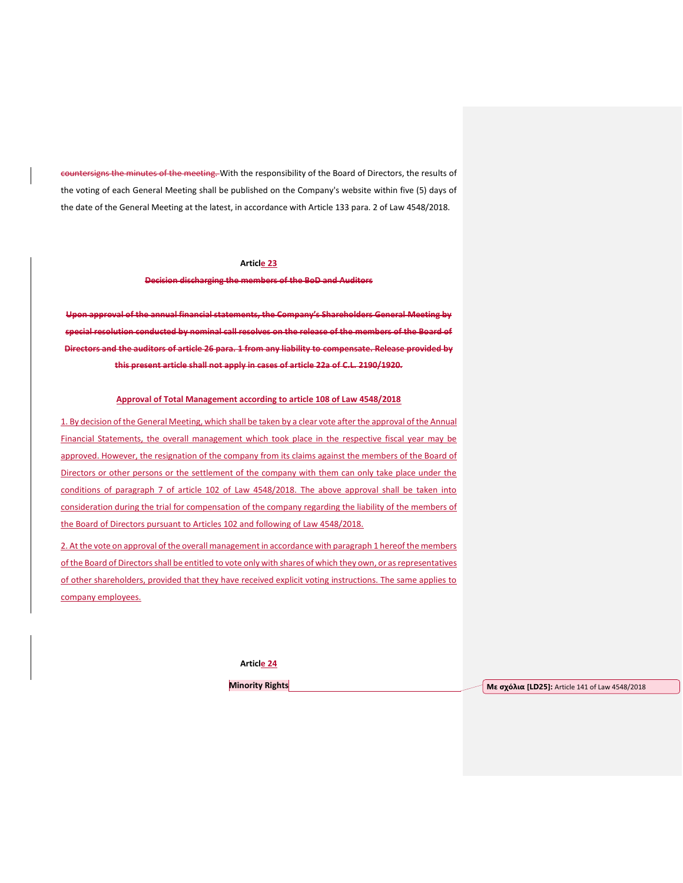~~countersigns the minutes of the meeting.~~ With the responsibility of the Board of Directors, the results of the voting of each General Meeting shall be published on the Company's website within five (5) days of the date of the General Meeting at the latest, in accordance with Article 133 para. 2 of Law 4548/2018.

**Article 23**

~~**Decision discharging the members of the BoD and Auditors**~~

~~**Upon approval of the annual financial statements, the Company's Shareholders General Meeting by special resolution conducted by nominal call resolves on the release of the members of the Board of Directors and the auditors of article 26 para. 1 from any liability to compensate. Release provided by this present article shall not apply in cases of article 22a of C.L. 2190/1920.**~~

**Approval of Total Management according to article 108 of Law 4548/2018**

1. By decision of the General Meeting, which shall be taken by a clear vote after the approval of the Annual Financial Statements, the overall management which took place in the respective fiscal year may be approved. However, the resignation of the company from its claims against the members of the Board of Directors or other persons or the settlement of the company with them can only take place under the conditions of paragraph 7 of article 102 of Law 4548/2018. The above approval shall be taken into consideration during the trial for compensation of the company regarding the liability of the members of the Board of Directors pursuant to Articles 102 and following of Law 4548/2018.

2. At the vote on approval of the overall management in accordance with paragraph 1 hereof the members of the Board of Directors shall be entitled to vote only with shares of which they own, or as representatives of other shareholders, provided that they have received explicit voting instructions. The same applies to company employees.

**Article 24**

**Minority Rights**

Με σχόλια [LD25]: Article 141 of Law 4548/2018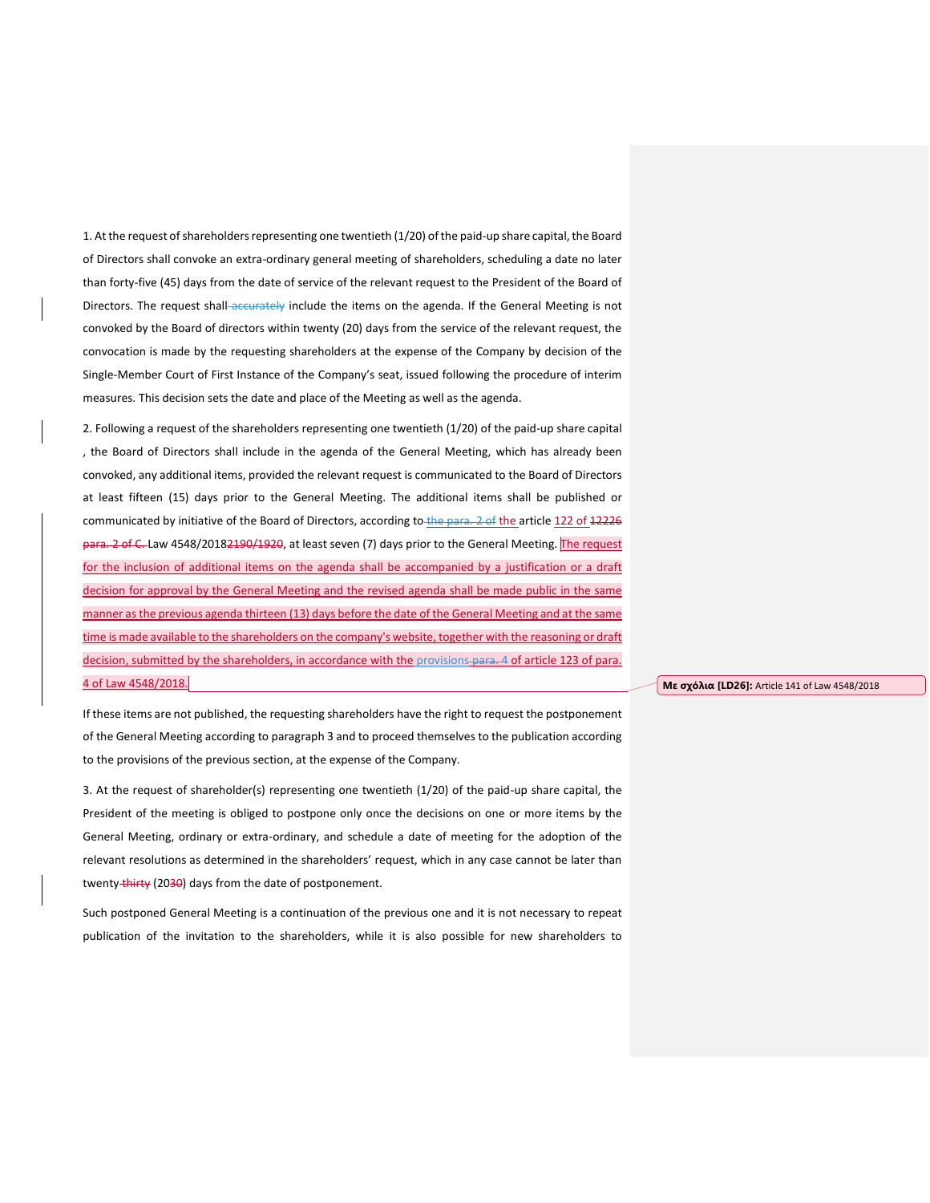1. At the request of shareholders representing one twentieth (1/20) of the paid-up share capital, the Board of Directors shall convoke an extra-ordinary general meeting of shareholders, scheduling a date no later than forty-five (45) days from the date of service of the relevant request to the President of the Board of Directors. The request shall~~ accurately~~ include the items on the agenda. If the General Meeting is not convoked by the Board of directors within twenty (20) days from the service of the relevant request, the convocation is made by the requesting shareholders at the expense of the Company by decision of the Single-Member Court of First Instance of the Company's seat, issued following the procedure of interim measures. This decision sets the date and place of the Meeting as well as the agenda.

2. Following a request of the shareholders representing one twentieth (1/20) of the paid-up share capital , the Board of Directors shall include in the agenda of the General Meeting, which has already been convoked, any additional items, provided the relevant request is communicated to the Board of Directors at least fifteen (15) days prior to the General Meeting. The additional items shall be published or communicated by initiative of the Board of Directors, according to~~ the para. 2 of~~ the article 122 of ~~12226 para. 2 of C.~~ Law 4548/2018~~2190/1920~~, at least seven (7) days prior to the General Meeting. The request for the inclusion of additional items on the agenda shall be accompanied by a justification or a draft decision for approval by the General Meeting and the revised agenda shall be made public in the same manner as the previous agenda thirteen (13) days before the date of the General Meeting and at the same time is made available to the shareholders on the company's website, together with the reasoning or draft decision, submitted by the shareholders, in accordance with the provisions~~ para. 4~~ of article 123 of para. 4 of Law 4548/2018.

**Με σχόλια [LD26]:** Article 141 of Law 4548/2018

If these items are not published, the requesting shareholders have the right to request the postponement of the General Meeting according to paragraph 3 and to proceed themselves to the publication according to the provisions of the previous section, at the expense of the Company.

3. At the request of shareholder(s) representing one twentieth (1/20) of the paid-up share capital, the President of the meeting is obliged to postpone only once the decisions on one or more items by the General Meeting, ordinary or extra-ordinary, and schedule a date of meeting for the adoption of the relevant resolutions as determined in the shareholders' request, which in any case cannot be later than twenty~~ thirty~~ (20~~30~~) days from the date of postponement.

Such postponed General Meeting is a continuation of the previous one and it is not necessary to repeat publication of the invitation to the shareholders, while it is also possible for new shareholders to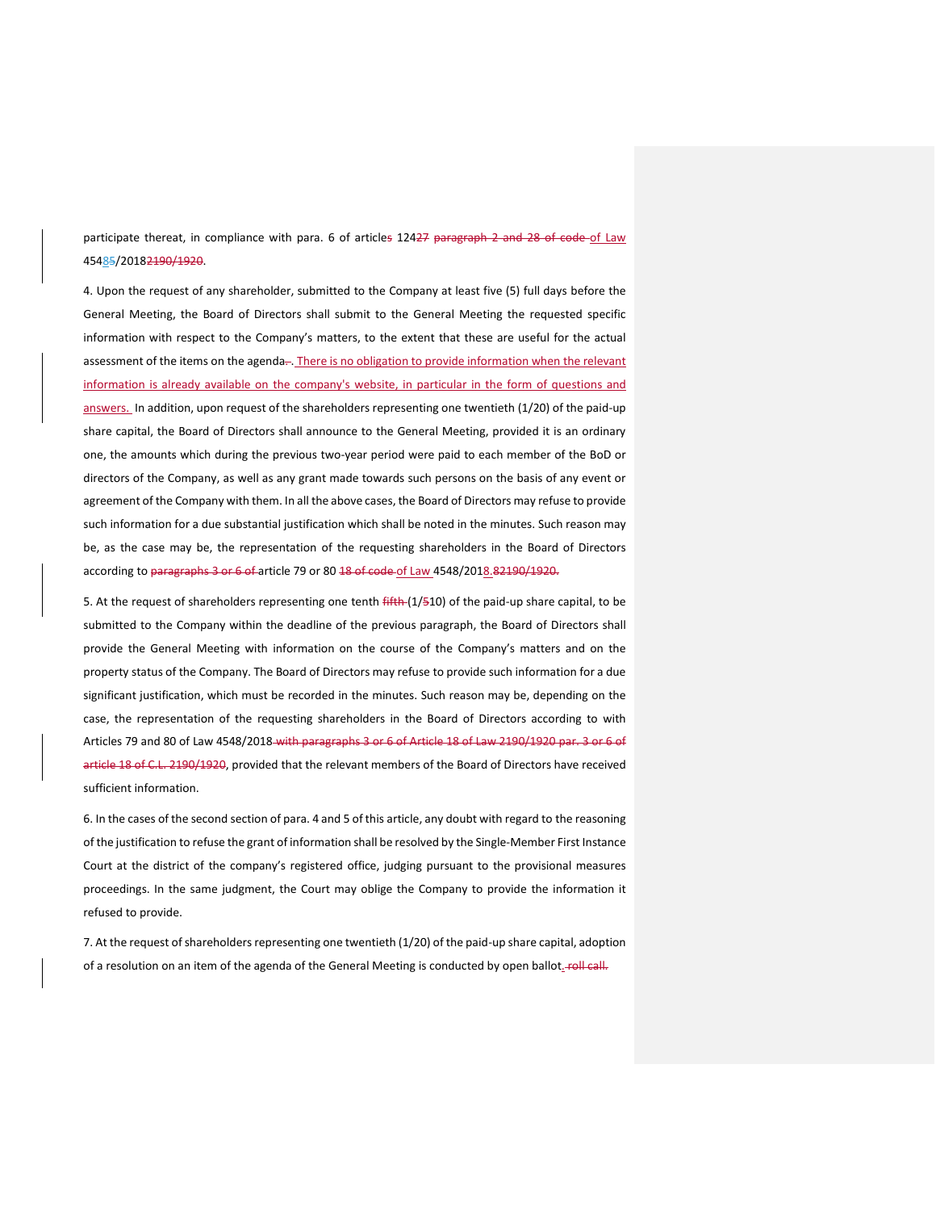participate thereat, in compliance with para. 6 of article~~s~~ 124~~27 paragraph 2 and 28 of code~~ of Law 4548~~5~~/2018~~2190/1920~~.

4. Upon the request of any shareholder, submitted to the Company at least five (5) full days before the General Meeting, the Board of Directors shall submit to the General Meeting the requested specific information with respect to the Company's matters, to the extent that these are useful for the actual assessment of the items on the agenda~~.~~. There is no obligation to provide information when the relevant information is already available on the company's website, in particular in the form of questions and answers. In addition, upon request of the shareholders representing one twentieth (1/20) of the paid-up share capital, the Board of Directors shall announce to the General Meeting, provided it is an ordinary one, the amounts which during the previous two-year period were paid to each member of the BoD or directors of the Company, as well as any grant made towards such persons on the basis of any event or agreement of the Company with them. In all the above cases, the Board of Directors may refuse to provide such information for a due substantial justification which shall be noted in the minutes. Such reason may be, as the case may be, the representation of the requesting shareholders in the Board of Directors according to ~~paragraphs 3 or 6 of~~ article 79 or 80 ~~18 of code~~ of Law 4548/2018.~~82190/1920.~~

5. At the request of shareholders representing one tenth ~~fifth~~ (1/~~5~~10) of the paid-up share capital, to be submitted to the Company within the deadline of the previous paragraph, the Board of Directors shall provide the General Meeting with information on the course of the Company's matters and on the property status of the Company. The Board of Directors may refuse to provide such information for a due significant justification, which must be recorded in the minutes. Such reason may be, depending on the case, the representation of the requesting shareholders in the Board of Directors according to with Articles 79 and 80 of Law 4548/2018 ~~with paragraphs 3 or 6 of Article 18 of Law 2190/1920 par. 3 or 6 of article 18 of C.L. 2190/1920~~, provided that the relevant members of the Board of Directors have received sufficient information.

6. In the cases of the second section of para. 4 and 5 of this article, any doubt with regard to the reasoning of the justification to refuse the grant of information shall be resolved by the Single-Member First Instance Court at the district of the company's registered office, judging pursuant to the provisional measures proceedings. In the same judgment, the Court may oblige the Company to provide the information it refused to provide.

7. At the request of shareholders representing one twentieth (1/20) of the paid-up share capital, adoption of a resolution on an item of the agenda of the General Meeting is conducted by open ballot. ~~roll call.~~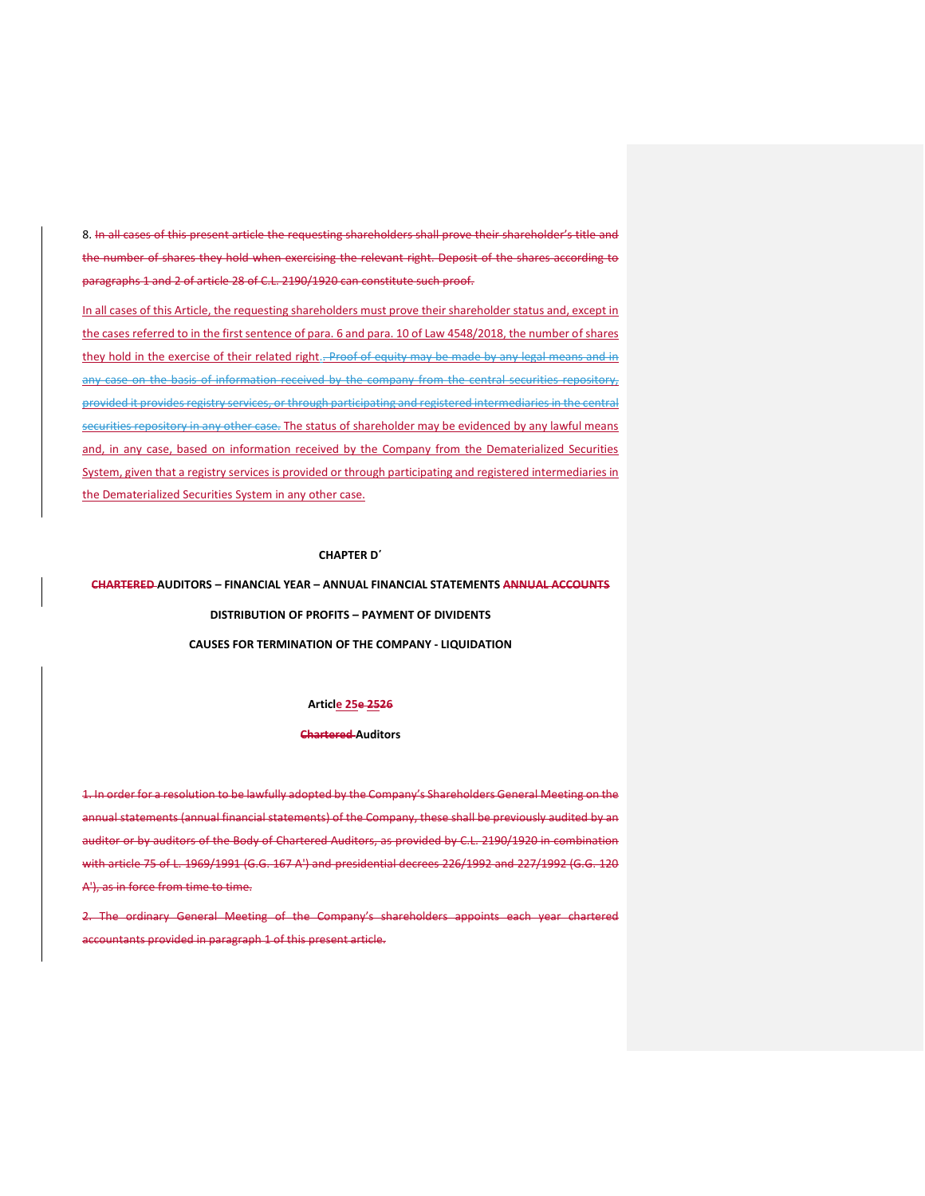8. ~~In all cases of this present article the requesting shareholders shall prove their shareholder's title and the number of shares they hold when exercising the relevant right. Deposit of the shares according to paragraphs 1 and 2 of article 28 of C.L. 2190/1920 can constitute such proof.~~

In all cases of this Article, the requesting shareholders must prove their shareholder status and, except in the cases referred to in the first sentence of para. 6 and para. 10 of Law 4548/2018, the number of shares they hold in the exercise of their related right. ~~. Proof of equity may be made by any legal means and in any case on the basis of information received by the company from the central securities repository, provided it provides registry services, or through participating and registered intermediaries in the central securities repository in any other case.~~ The status of shareholder may be evidenced by any lawful means and, in any case, based on information received by the Company from the Dematerialized Securities System, given that a registry services is provided or through participating and registered intermediaries in the Dematerialized Securities System in any other case.

**CHAPTER D΄**

**~~CHARTERED~~ AUDITORS – FINANCIAL YEAR – ANNUAL FINANCIAL STATEMENTS ~~ANNUAL ACCOUNTS~~**

**DISTRIBUTION OF PROFITS – PAYMENT OF DIVIDENTS**

**CAUSES FOR TERMINATION OF THE COMPANY - LIQUIDATION**

**Article 25e ~~2526~~**

**~~Chartered~~ Auditors**

~~1. In order for a resolution to be lawfully adopted by the Company's Shareholders General Meeting on the annual statements (annual financial statements) of the Company, these shall be previously audited by an auditor or by auditors of the Body of Chartered Auditors, as provided by C.L. 2190/1920 in combination with article 75 of L. 1969/1991 (G.G. 167 A') and presidential decrees 226/1992 and 227/1992 (G.G. 120 A'), as in force from time to time.~~

~~2. The ordinary General Meeting of the Company's shareholders appoints each year chartered accountants provided in paragraph 1 of this present article.~~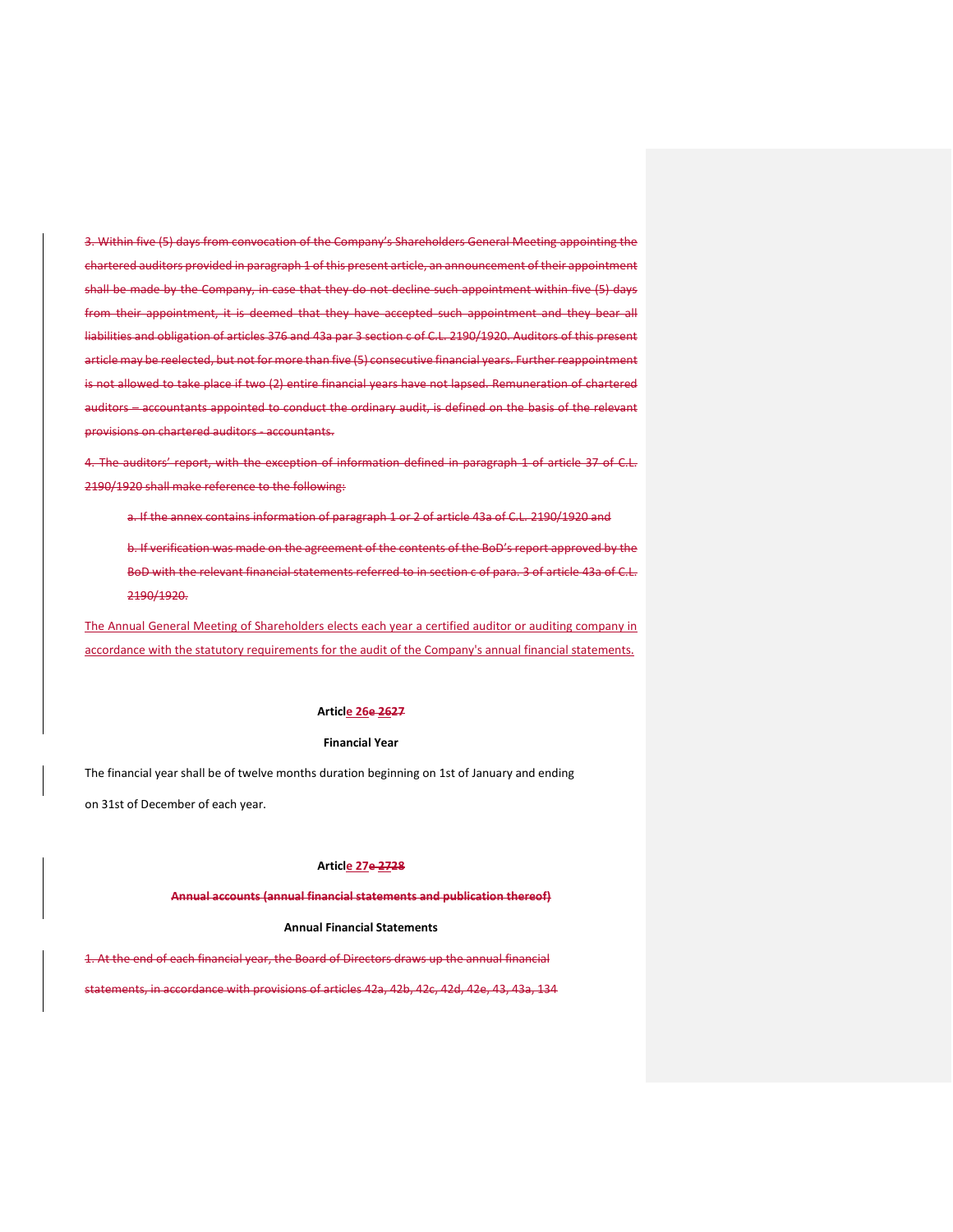~~3. Within five (5) days from convocation of the Company's Shareholders General Meeting appointing the chartered auditors provided in paragraph 1 of this present article, an announcement of their appointment shall be made by the Company, in case that they do not decline such appointment within five (5) days from their appointment, it is deemed that they have accepted such appointment and they bear all liabilities and obligation of articles 37б and 43a par 3 section c of C.L. 2190/1920. Auditors of this present article may be reelected, but not for more than five (5) consecutive financial years. Further reappointment is not allowed to take place if two (2) entire financial years have not lapsed. Remuneration of chartered auditors – accountants appointed to conduct the ordinary audit, is defined on the basis of the relevant provisions on chartered auditors - accountants.~~

~~4. The auditors' report, with the exception of information defined in paragraph 1 of article 37 of C.L. 2190/1920 shall make reference to the following:~~

> ~~a. If the annex contains information of paragraph 1 or 2 of article 43a of C.L. 2190/1920 and~~
>
> ~~b. If verification was made on the agreement of the contents of the BoD's report approved by the BoD with the relevant financial statements referred to in section c of para. 3 of article 43a of C.L. 2190/1920.~~

The Annual General Meeting of Shareholders elects each year a certified auditor or auditing company in accordance with the statutory requirements for the audit of the Company's annual financial statements.

**Article 26~~e 2627~~**

**Financial Year**

The financial year shall be of twelve months duration beginning on 1st of January and ending on 31st of December of each year.

**Article 27~~e 2728~~**

~~**Annual accounts (annual financial statements and publication thereof)**~~

**Annual Financial Statements**

~~1. At the end of each financial year, the Board of Directors draws up the annual financial statements, in accordance with provisions of articles 42a, 42b, 42c, 42d, 42e, 43, 43a, 134~~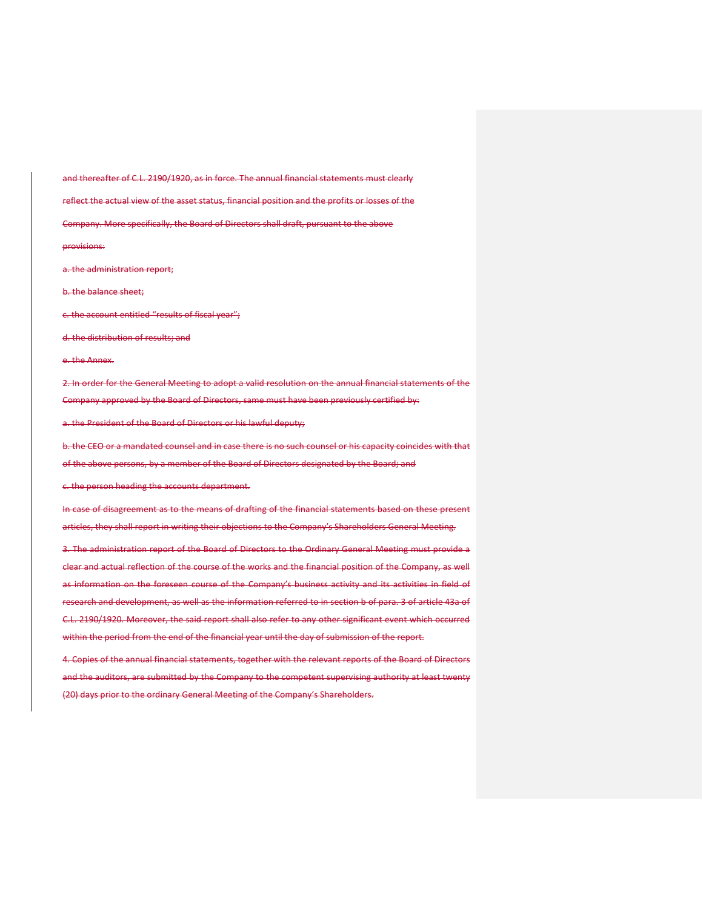and thereafter of C.L. 2190/1920, as in force. The annual financial statements must clearly reflect the actual view of the asset status, financial position and the profits or losses of the Company. More specifically, the Board of Directors shall draft, pursuant to the above provisions:

a. the administration report;

b. the balance sheet;

c. the account entitled "results of fiscal year";

d. the distribution of results; and

e. the Annex.

2. In order for the General Meeting to adopt a valid resolution on the annual financial statements of the Company approved by the Board of Directors, same must have been previously certified by:

a. the President of the Board of Directors or his lawful deputy;

b. the CEO or a mandated counsel and in case there is no such counsel or his capacity coincides with that of the above persons, by a member of the Board of Directors designated by the Board; and

c. the person heading the accounts department.

In case of disagreement as to the means of drafting of the financial statements based on these present articles, they shall report in writing their objections to the Company's Shareholders General Meeting.

3. The administration report of the Board of Directors to the Ordinary General Meeting must provide a clear and actual reflection of the course of the works and the financial position of the Company, as well as information on the foreseen course of the Company's business activity and its activities in field of research and development, as well as the information referred to in section b of para. 3 of article 43a of C.L. 2190/1920. Moreover, the said report shall also refer to any other significant event which occurred within the period from the end of the financial year until the day of submission of the report.

4. Copies of the annual financial statements, together with the relevant reports of the Board of Directors and the auditors, are submitted by the Company to the competent supervising authority at least twenty (20) days prior to the ordinary General Meeting of the Company's Shareholders.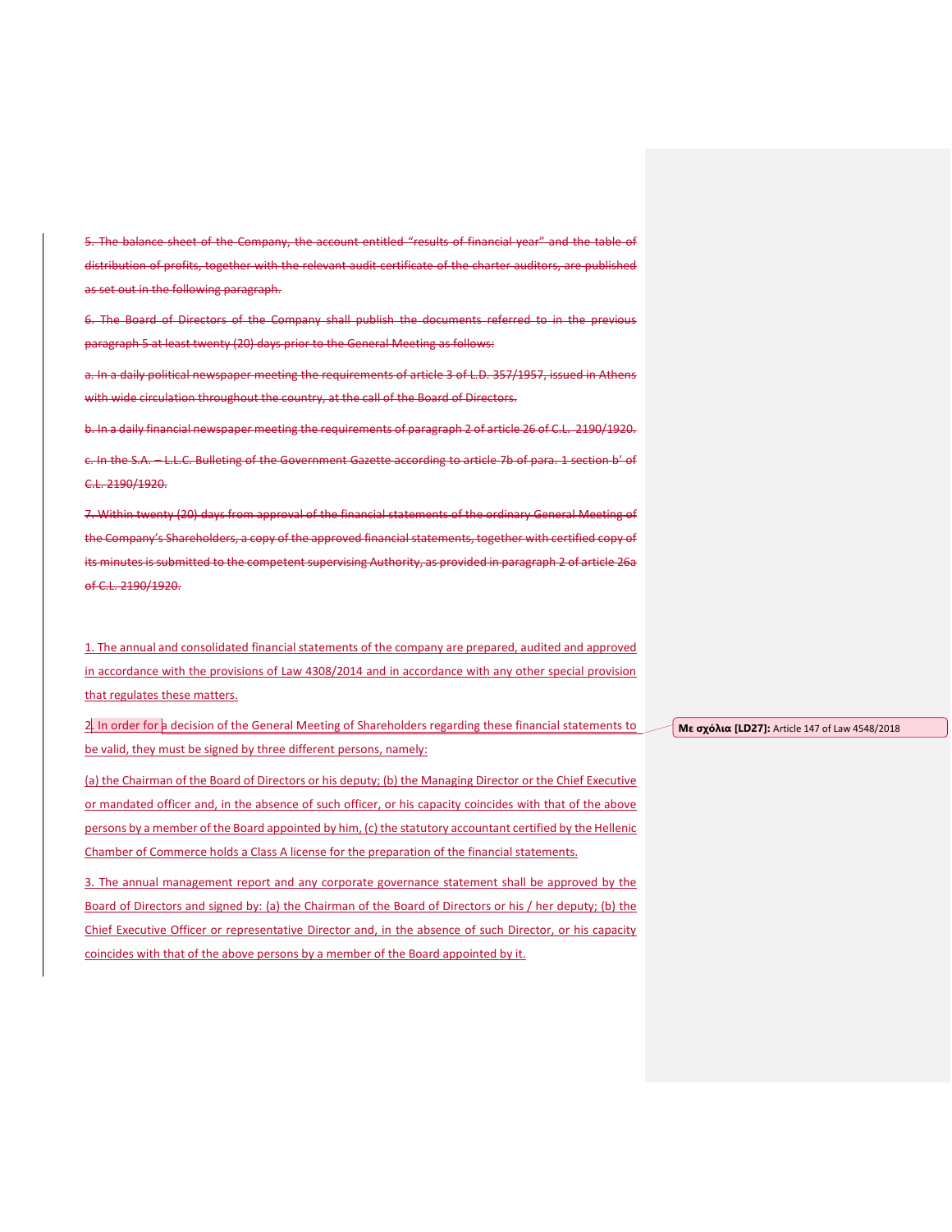~~5. The balance sheet of the Company, the account entitled "results of financial year" and the table of distribution of profits, together with the relevant audit certificate of the charter auditors, are published as set out in the following paragraph.~~

~~6. The Board of Directors of the Company shall publish the documents referred to in the previous paragraph 5 at least twenty (20) days prior to the General Meeting as follows:~~

~~a. In a daily political newspaper meeting the requirements of article 3 of L.D. 357/1957, issued in Athens with wide circulation throughout the country, at the call of the Board of Directors.~~

~~b. In a daily financial newspaper meeting the requirements of paragraph 2 of article 26 of C.L. 2190/1920.~~

~~c. In the S.A. – L.L.C. Bulleting of the Government Gazette according to article 7b of para. 1 section b' of C.L. 2190/1920.~~

~~7. Within twenty (20) days from approval of the financial statements of the ordinary General Meeting of the Company's Shareholders, a copy of the approved financial statements, together with certified copy of its minutes is submitted to the competent supervising Authority, as provided in paragraph 2 of article 26a of C.L. 2190/1920.~~

1. The annual and consolidated financial statements of the company are prepared, audited and approved in accordance with the provisions of Law 4308/2014 and in accordance with any other special provision that regulates these matters.

2. In order for a decision of the General Meeting of Shareholders regarding these financial statements to be valid, they must be signed by three different persons, namely:

(a) the Chairman of the Board of Directors or his deputy; (b) the Managing Director or the Chief Executive or mandated officer and, in the absence of such officer, or his capacity coincides with that of the above persons by a member of the Board appointed by him, (c) the statutory accountant certified by the Hellenic Chamber of Commerce holds a Class A license for the preparation of the financial statements.

3. The annual management report and any corporate governance statement shall be approved by the Board of Directors and signed by: (a) the Chairman of the Board of Directors or his / her deputy; (b) the Chief Executive Officer or representative Director and, in the absence of such Director, or his capacity coincides with that of the above persons by a member of the Board appointed by it.

**Με σχόλια [LD27]:** Article 147 of Law 4548/2018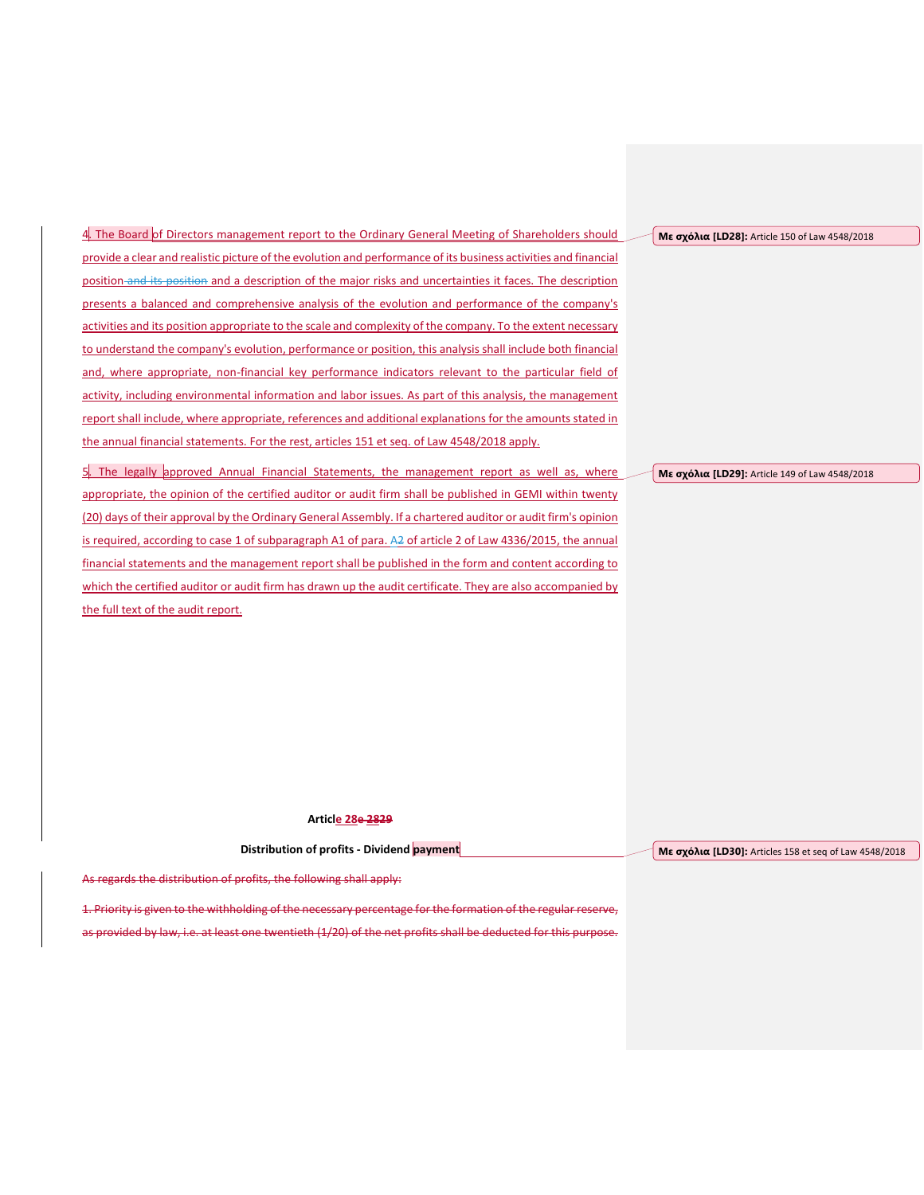4. The Board of Directors management report to the Ordinary General Meeting of Shareholders should provide a clear and realistic picture of the evolution and performance of its business activities and financial position ~~and its position~~ and a description of the major risks and uncertainties it faces. The description presents a balanced and comprehensive analysis of the evolution and performance of the company's activities and its position appropriate to the scale and complexity of the company. To the extent necessary to understand the company's evolution, performance or position, this analysis shall include both financial and, where appropriate, non-financial key performance indicators relevant to the particular field of activity, including environmental information and labor issues. As part of this analysis, the management report shall include, where appropriate, references and additional explanations for the amounts stated in the annual financial statements. For the rest, articles 151 et seq. of Law 4548/2018 apply.

> Με σχόλια [LD28]: Article 150 of Law 4548/2018

5. The legally approved Annual Financial Statements, the management report as well as, where appropriate, the opinion of the certified auditor or audit firm shall be published in GEMI within twenty (20) days of their approval by the Ordinary General Assembly. If a chartered auditor or audit firm's opinion is required, according to case 1 of subparagraph A1 of para. A~~2~~ of article 2 of Law 4336/2015, the annual financial statements and the management report shall be published in the form and content according to which the certified auditor or audit firm has drawn up the audit certificate. They are also accompanied by the full text of the audit report.

> Με σχόλια [LD29]: Article 149 of Law 4548/2018

**Article 28~~e 2829~~**

**Distribution of profits - Dividend payment**

> Με σχόλια [LD30]: Articles 158 et seq of Law 4548/2018

~~As regards the distribution of profits, the following shall apply:~~

~~1. Priority is given to the withholding of the necessary percentage for the formation of the regular reserve, as provided by law, i.e. at least one twentieth (1/20) of the net profits shall be deducted for this purpose.~~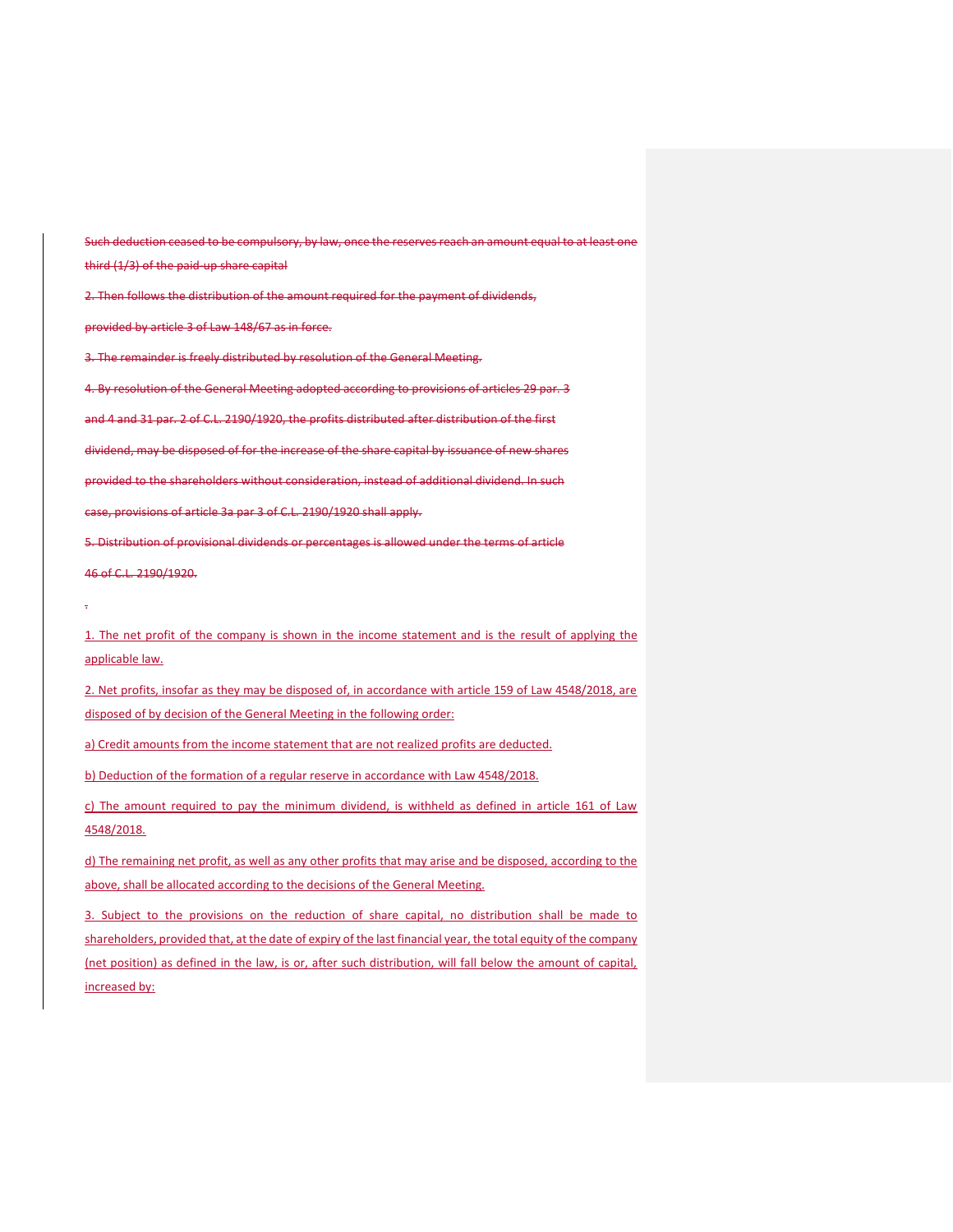~~Such deduction ceased to be compulsory, by law, once the reserves reach an amount equal to at least one third (1/3) of the paid-up share capital~~

~~2. Then follows the distribution of the amount required for the payment of dividends,~~

~~provided by article 3 of Law 148/67 as in force.~~

~~3. The remainder is freely distributed by resolution of the General Meeting.~~

~~4. By resolution of the General Meeting adopted according to provisions of articles 29 par. 3~~

~~and 4 and 31 par. 2 of C.L. 2190/1920, the profits distributed after distribution of the first~~

~~dividend, may be disposed of for the increase of the share capital by issuance of new shares~~

~~provided to the shareholders without consideration, instead of additional dividend. In such~~

~~case, provisions of article 3a par 3 of C.L. 2190/1920 shall apply.~~

~~5. Distribution of provisional dividends or percentages is allowed under the terms of article~~

~~46 of C.L. 2190/1920.~~

1. The net profit of the company is shown in the income statement and is the result of applying the applicable law.

2. Net profits, insofar as they may be disposed of, in accordance with article 159 of Law 4548/2018, are disposed of by decision of the General Meeting in the following order:

a) Credit amounts from the income statement that are not realized profits are deducted.

b) Deduction of the formation of a regular reserve in accordance with Law 4548/2018.

c) The amount required to pay the minimum dividend, is withheld as defined in article 161 of Law 4548/2018.

d) The remaining net profit, as well as any other profits that may arise and be disposed, according to the above, shall be allocated according to the decisions of the General Meeting.

3. Subject to the provisions on the reduction of share capital, no distribution shall be made to shareholders, provided that, at the date of expiry of the last financial year, the total equity of the company (net position) as defined in the law, is or, after such distribution, will fall below the amount of capital, increased by: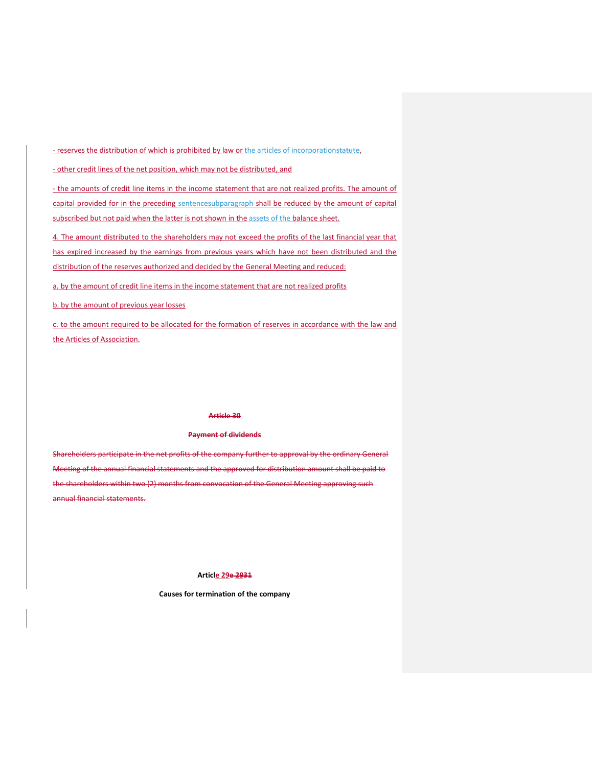- reserves the distribution of which is prohibited by law or the articles of incorporationstatute,

- other credit lines of the net position, which may not be distributed, and

- the amounts of credit line items in the income statement that are not realized profits. The amount of capital provided for in the preceding sentencesubparagraph shall be reduced by the amount of capital subscribed but not paid when the latter is not shown in the assets of the balance sheet.

4. The amount distributed to the shareholders may not exceed the profits of the last financial year that has expired increased by the earnings from previous years which have not been distributed and the distribution of the reserves authorized and decided by the General Meeting and reduced:

a. by the amount of credit line items in the income statement that are not realized profits

b. by the amount of previous year losses

c. to the amount required to be allocated for the formation of reserves in accordance with the law and the Articles of Association.

**~~Article 30~~**

**~~Payment of dividends~~**

~~Shareholders participate in the net profits of the company further to approval by the ordinary General Meeting of the annual financial statements and the approved for distribution amount shall be paid to the shareholders within two (2) months from convocation of the General Meeting approving such annual financial statements.~~

**Article 29e 2931**

**Causes for termination of the company**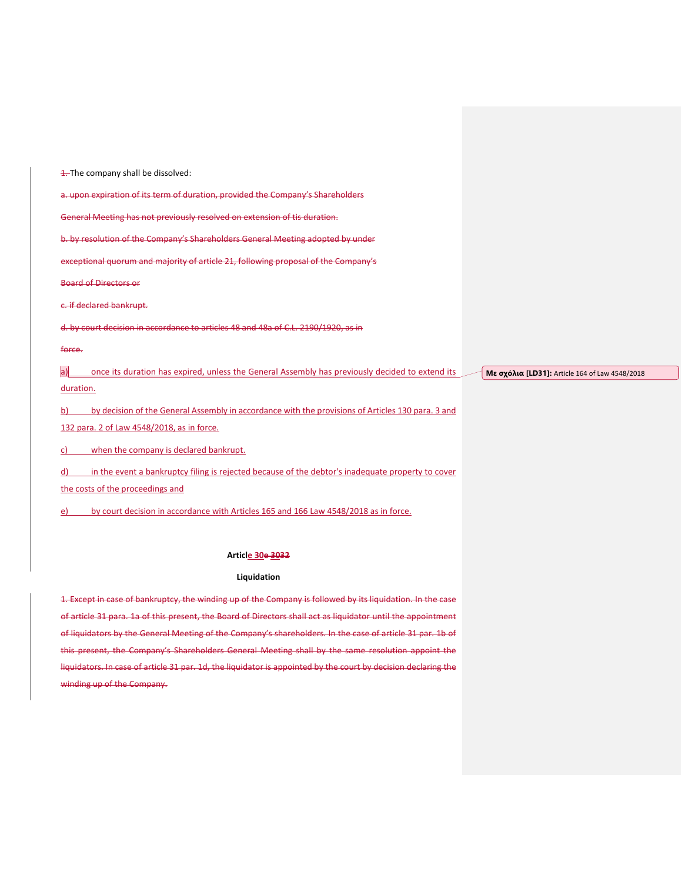~~1.~~ The company shall be dissolved:

~~a. upon expiration of its term of duration, provided the Company's Shareholders~~

~~General Meeting has not previously resolved on extension of tis duration.~~

~~b. by resolution of the Company's Shareholders General Meeting adopted by under~~

~~exceptional quorum and majority of article 21, following proposal of the Company's~~

~~Board of Directors or~~

~~c. if declared bankrupt.~~

~~d. by court decision in accordance to articles 48 and 48a of C.L. 2190/1920, as in~~

~~force.~~

a) once its duration has expired, unless the General Assembly has previously decided to extend its duration.

b) by decision of the General Assembly in accordance with the provisions of Articles 130 para. 3 and 132 para. 2 of Law 4548/2018, as in force.

c) when the company is declared bankrupt.

d) in the event a bankruptcy filing is rejected because of the debtor's inadequate property to cover the costs of the proceedings and

e) by court decision in accordance with Articles 165 and 166 Law 4548/2018 as in force.

**Με σχόλια [LD31]:** Article 164 of Law 4548/2018

**Article 30~~e 3032~~**

**Liquidation**

~~1. Except in case of bankruptcy, the winding up of the Company is followed by its liquidation. In the case of article 31 para. 1a of this present, the Board of Directors shall act as liquidator until the appointment of liquidators by the General Meeting of the Company's shareholders. In the case of article 31 par. 1b of this present, the Company's Shareholders General Meeting shall by the same resolution appoint the liquidators. In case of article 31 par. 1d, the liquidator is appointed by the court by decision declaring the winding up of the Company.~~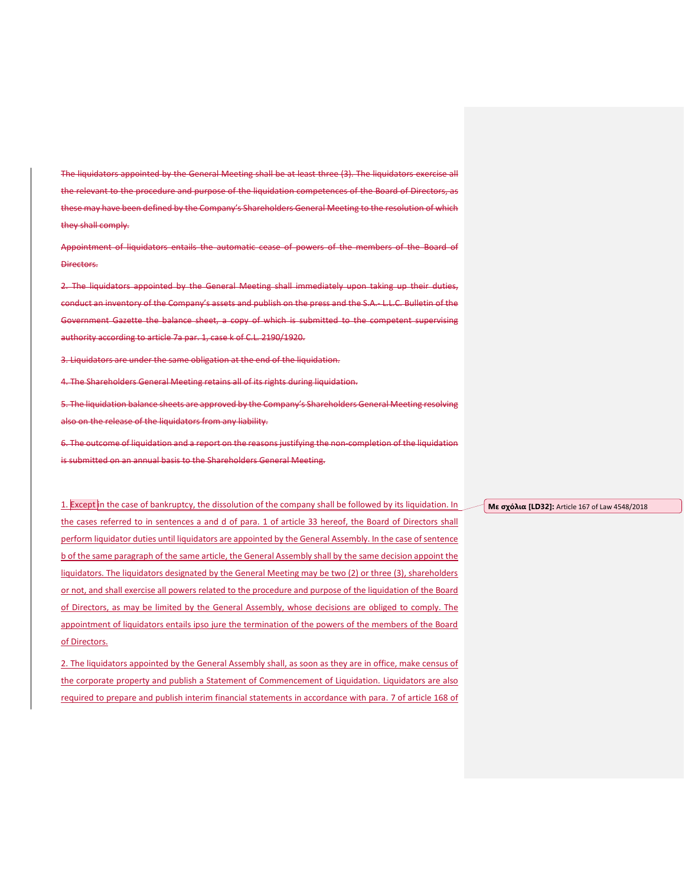~~The liquidators appointed by the General Meeting shall be at least three (3). The liquidators exercise all the relevant to the procedure and purpose of the liquidation competences of the Board of Directors, as these may have been defined by the Company's Shareholders General Meeting to the resolution of which they shall comply.~~

~~Appointment of liquidators entails the automatic cease of powers of the members of the Board of Directors.~~

~~2. The liquidators appointed by the General Meeting shall immediately upon taking up their duties, conduct an inventory of the Company's assets and publish on the press and the S.A.- L.L.C. Bulletin of the Government Gazette the balance sheet, a copy of which is submitted to the competent supervising authority according to article 7a par. 1, case k of C.L. 2190/1920.~~

~~3. Liquidators are under the same obligation at the end of the liquidation.~~

~~4. The Shareholders General Meeting retains all of its rights during liquidation.~~

~~5. The liquidation balance sheets are approved by the Company's Shareholders General Meeting resolving also on the release of the liquidators from any liability.~~

~~6. The outcome of liquidation and a report on the reasons justifying the non-completion of the liquidation is submitted on an annual basis to the Shareholders General Meeting.~~

1. Except in the case of bankruptcy, the dissolution of the company shall be followed by its liquidation. In the cases referred to in sentences a and d of para. 1 of article 33 hereof, the Board of Directors shall perform liquidator duties until liquidators are appointed by the General Assembly. In the case of sentence b of the same paragraph of the same article, the General Assembly shall by the same decision appoint the liquidators. The liquidators designated by the General Meeting may be two (2) or three (3), shareholders or not, and shall exercise all powers related to the procedure and purpose of the liquidation of the Board of Directors, as may be limited by the General Assembly, whose decisions are obliged to comply. The appointment of liquidators entails ipso jure the termination of the powers of the members of the Board of Directors.

**Με σχόλια [LD32]:** Article 167 of Law 4548/2018

2. The liquidators appointed by the General Assembly shall, as soon as they are in office, make census of the corporate property and publish a Statement of Commencement of Liquidation. Liquidators are also required to prepare and publish interim financial statements in accordance with para. 7 of article 168 of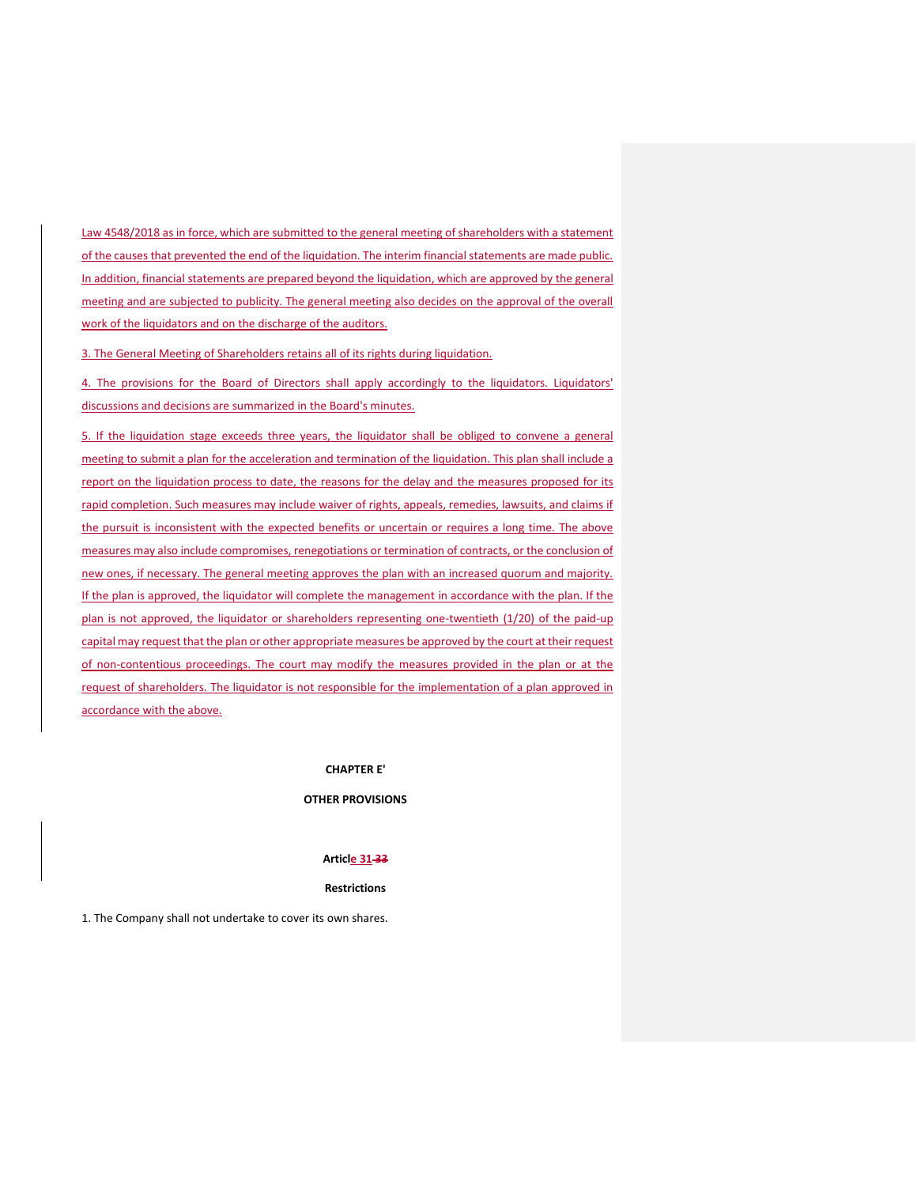Law 4548/2018 as in force, which are submitted to the general meeting of shareholders with a statement of the causes that prevented the end of the liquidation. The interim financial statements are made public. In addition, financial statements are prepared beyond the liquidation, which are approved by the general meeting and are subjected to publicity. The general meeting also decides on the approval of the overall work of the liquidators and on the discharge of the auditors.

3. The General Meeting of Shareholders retains all of its rights during liquidation.

4. The provisions for the Board of Directors shall apply accordingly to the liquidators. Liquidators' discussions and decisions are summarized in the Board's minutes.

5. If the liquidation stage exceeds three years, the liquidator shall be obliged to convene a general meeting to submit a plan for the acceleration and termination of the liquidation. This plan shall include a report on the liquidation process to date, the reasons for the delay and the measures proposed for its rapid completion. Such measures may include waiver of rights, appeals, remedies, lawsuits, and claims if the pursuit is inconsistent with the expected benefits or uncertain or requires a long time. The above measures may also include compromises, renegotiations or termination of contracts, or the conclusion of new ones, if necessary. The general meeting approves the plan with an increased quorum and majority. If the plan is approved, the liquidator will complete the management in accordance with the plan. If the plan is not approved, the liquidator or shareholders representing one-twentieth (1/20) of the paid-up capital may request that the plan or other appropriate measures be approved by the court at their request of non-contentious proceedings. The court may modify the measures provided in the plan or at the request of shareholders. The liquidator is not responsible for the implementation of a plan approved in accordance with the above.

## CHAPTER E'

## OTHER PROVISIONS

### Article 31 ~~33~~

### Restrictions

1. The Company shall not undertake to cover its own shares.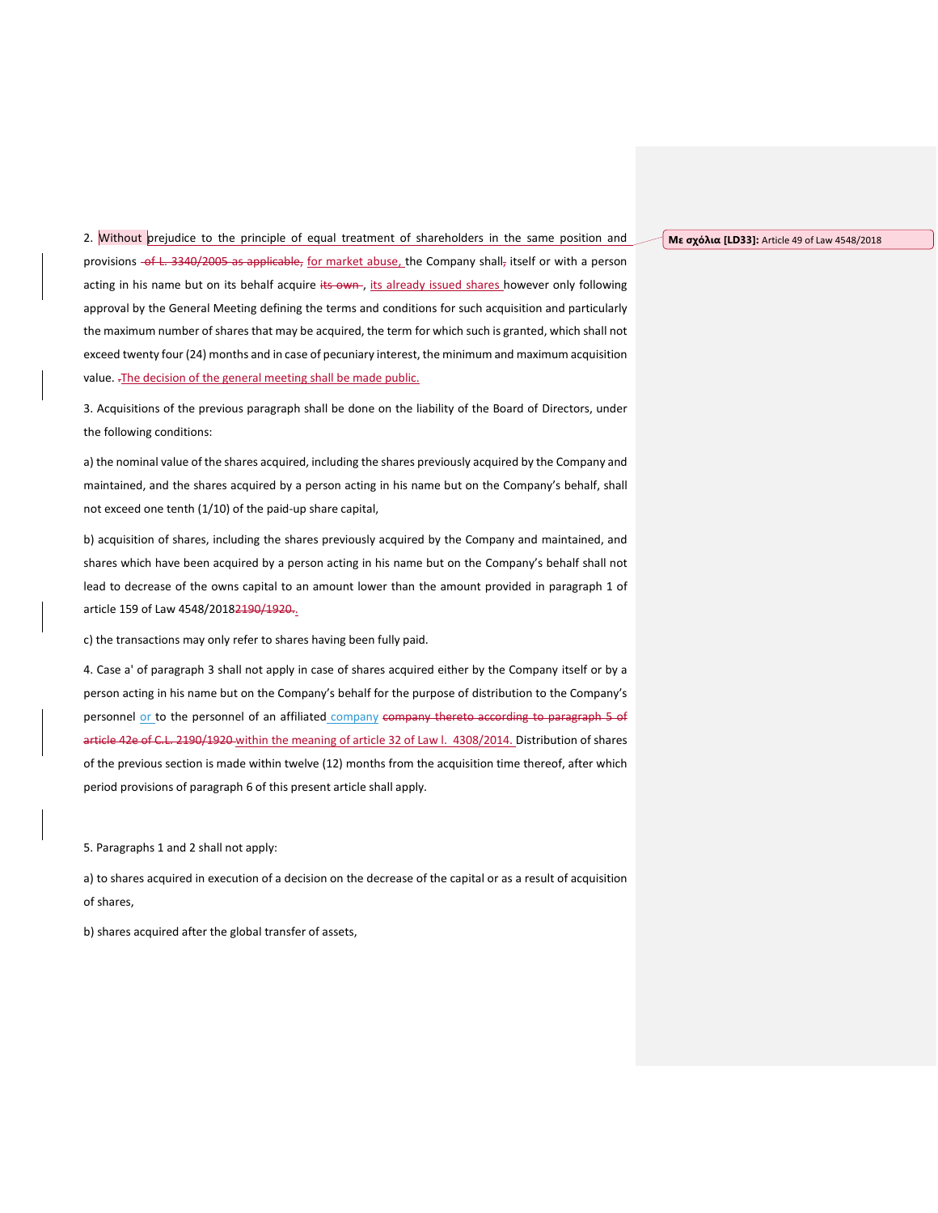2. Without prejudice to the principle of equal treatment of shareholders in the same position and provisions ~~of L. 3340/2005 as applicable,~~ for market abuse, the Company shall~~,~~ itself or with a person acting in his name but on its behalf acquire ~~its own~~ , its already issued shares however only following approval by the General Meeting defining the terms and conditions for such acquisition and particularly the maximum number of shares that may be acquired, the term for which such is granted, which shall not exceed twenty four (24) months and in case of pecuniary interest, the minimum and maximum acquisition value. ~~.~~The decision of the general meeting shall be made public.

Με σχόλια [LD33]: Article 49 of Law 4548/2018

3. Acquisitions of the previous paragraph shall be done on the liability of the Board of Directors, under the following conditions:

a) the nominal value of the shares acquired, including the shares previously acquired by the Company and maintained, and the shares acquired by a person acting in his name but on the Company's behalf, shall not exceed one tenth (1/10) of the paid-up share capital,

b) acquisition of shares, including the shares previously acquired by the Company and maintained, and shares which have been acquired by a person acting in his name but on the Company's behalf shall not lead to decrease of the owns capital to an amount lower than the amount provided in paragraph 1 of article 159 of Law 4548/2018~~2190/1920.~~.

c) the transactions may only refer to shares having been fully paid.

4. Case a' of paragraph 3 shall not apply in case of shares acquired either by the Company itself or by a person acting in his name but on the Company's behalf for the purpose of distribution to the Company's personnel or to the personnel of an affiliated company ~~company thereto according to paragraph 5 of article 42e of C.L. 2190/1920~~ within the meaning of article 32 of Law l. 4308/2014. Distribution of shares of the previous section is made within twelve (12) months from the acquisition time thereof, after which period provisions of paragraph 6 of this present article shall apply.

5. Paragraphs 1 and 2 shall not apply:

a) to shares acquired in execution of a decision on the decrease of the capital or as a result of acquisition of shares,

b) shares acquired after the global transfer of assets,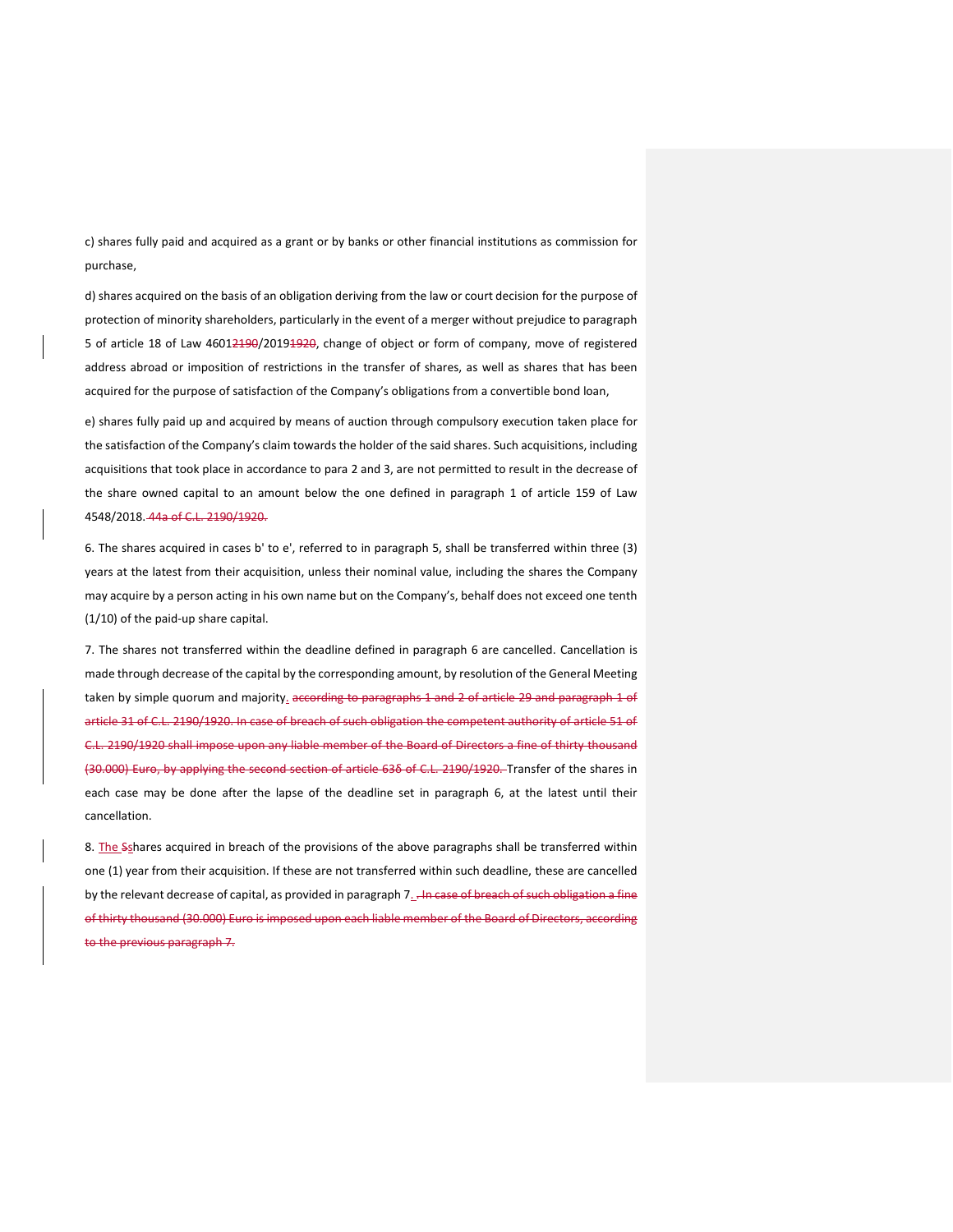c) shares fully paid and acquired as a grant or by banks or other financial institutions as commission for purchase,

d) shares acquired on the basis of an obligation deriving from the law or court decision for the purpose of protection of minority shareholders, particularly in the event of a merger without prejudice to paragraph 5 of article 18 of Law 4601~~2190~~/2019~~1920~~, change of object or form of company, move of registered address abroad or imposition of restrictions in the transfer of shares, as well as shares that has been acquired for the purpose of satisfaction of the Company's obligations from a convertible bond loan,

e) shares fully paid up and acquired by means of auction through compulsory execution taken place for the satisfaction of the Company's claim towards the holder of the said shares. Such acquisitions, including acquisitions that took place in accordance to para 2 and 3, are not permitted to result in the decrease of the share owned capital to an amount below the one defined in paragraph 1 of article 159 of Law 4548/2018. ~~44a of C.L. 2190/1920.~~

6. The shares acquired in cases b' to e', referred to in paragraph 5, shall be transferred within three (3) years at the latest from their acquisition, unless their nominal value, including the shares the Company may acquire by a person acting in his own name but on the Company's, behalf does not exceed one tenth (1/10) of the paid-up share capital.

7. The shares not transferred within the deadline defined in paragraph 6 are cancelled. Cancellation is made through decrease of the capital by the corresponding amount, by resolution of the General Meeting taken by simple quorum and majority. ~~according to paragraphs 1 and 2 of article 29 and paragraph 1 of article 31 of C.L. 2190/1920. In case of breach of such obligation the competent authority of article 51 of C.L. 2190/1920 shall impose upon any liable member of the Board of Directors a fine of thirty thousand (30.000) Euro, by applying the second section of article 63δ of C.L. 2190/1920.~~ Transfer of the shares in each case may be done after the lapse of the deadline set in paragraph 6, at the latest until their cancellation.

8. The ~~S~~shares acquired in breach of the provisions of the above paragraphs shall be transferred within one (1) year from their acquisition. If these are not transferred within such deadline, these are cancelled by the relevant decrease of capital, as provided in paragraph 7. ~~. In case of breach of such obligation a fine of thirty thousand (30.000) Euro is imposed upon each liable member of the Board of Directors, according to the previous paragraph 7.~~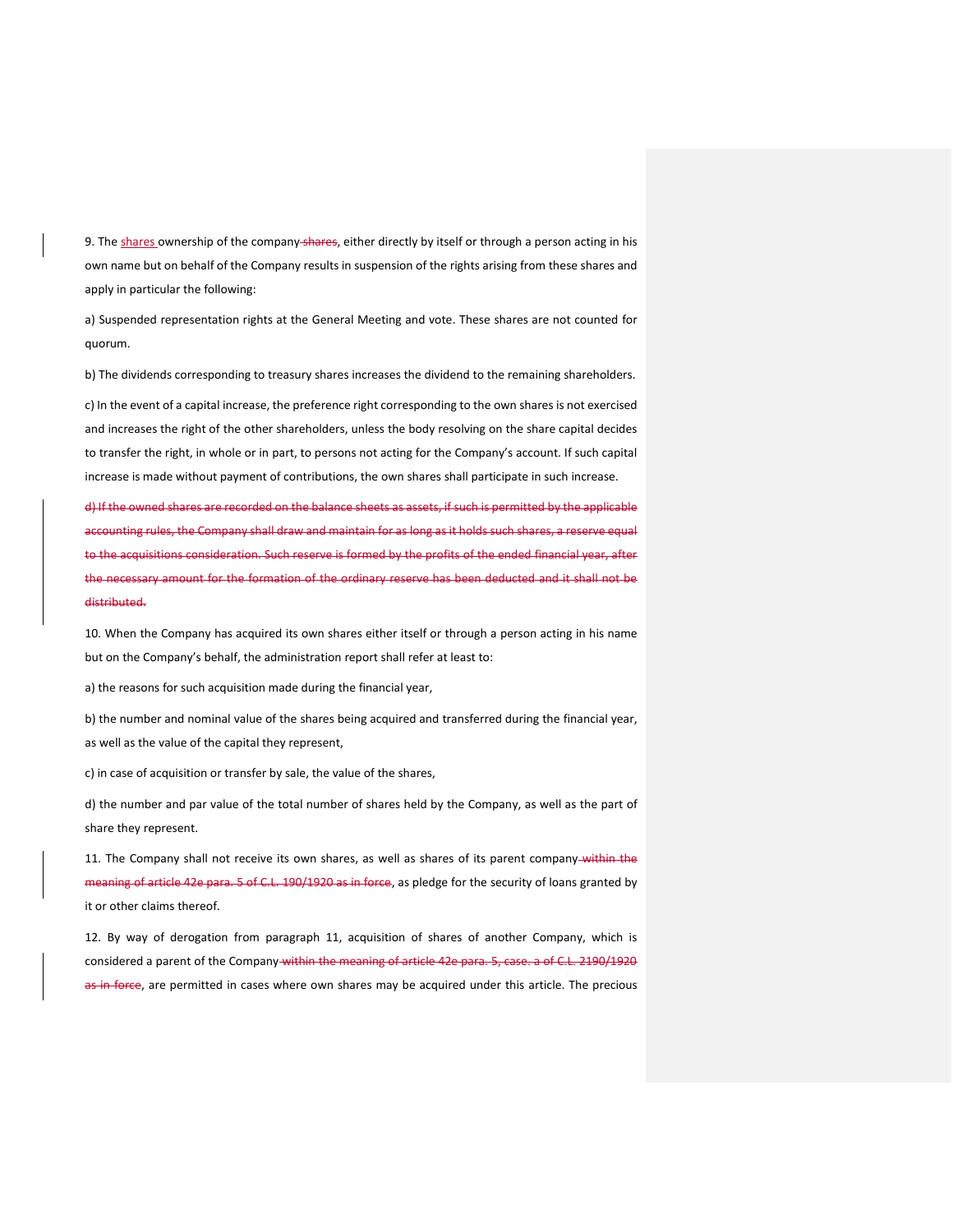9. The shares ownership of the company ~~shares~~, either directly by itself or through a person acting in his own name but on behalf of the Company results in suspension of the rights arising from these shares and apply in particular the following:

a) Suspended representation rights at the General Meeting and vote. These shares are not counted for quorum.

b) The dividends corresponding to treasury shares increases the dividend to the remaining shareholders.

c) In the event of a capital increase, the preference right corresponding to the own shares is not exercised and increases the right of the other shareholders, unless the body resolving on the share capital decides to transfer the right, in whole or in part, to persons not acting for the Company's account. If such capital increase is made without payment of contributions, the own shares shall participate in such increase.

~~d) If the owned shares are recorded on the balance sheets as assets, if such is permitted by the applicable accounting rules, the Company shall draw and maintain for as long as it holds such shares, a reserve equal to the acquisitions consideration. Such reserve is formed by the profits of the ended financial year, after the necessary amount for the formation of the ordinary reserve has been deducted and it shall not be distributed.~~

10. When the Company has acquired its own shares either itself or through a person acting in his name but on the Company's behalf, the administration report shall refer at least to:

a) the reasons for such acquisition made during the financial year,

b) the number and nominal value of the shares being acquired and transferred during the financial year, as well as the value of the capital they represent,

c) in case of acquisition or transfer by sale, the value of the shares,

d) the number and par value of the total number of shares held by the Company, as well as the part of share they represent.

11. The Company shall not receive its own shares, as well as shares of its parent company ~~within the meaning of article 42e para. 5 of C.L. 190/1920 as in force~~, as pledge for the security of loans granted by it or other claims thereof.

12. By way of derogation from paragraph 11, acquisition of shares of another Company, which is considered a parent of the Company ~~within the meaning of article 42e para. 5, case. a of C.L. 2190/1920 as in force~~, are permitted in cases where own shares may be acquired under this article. The precious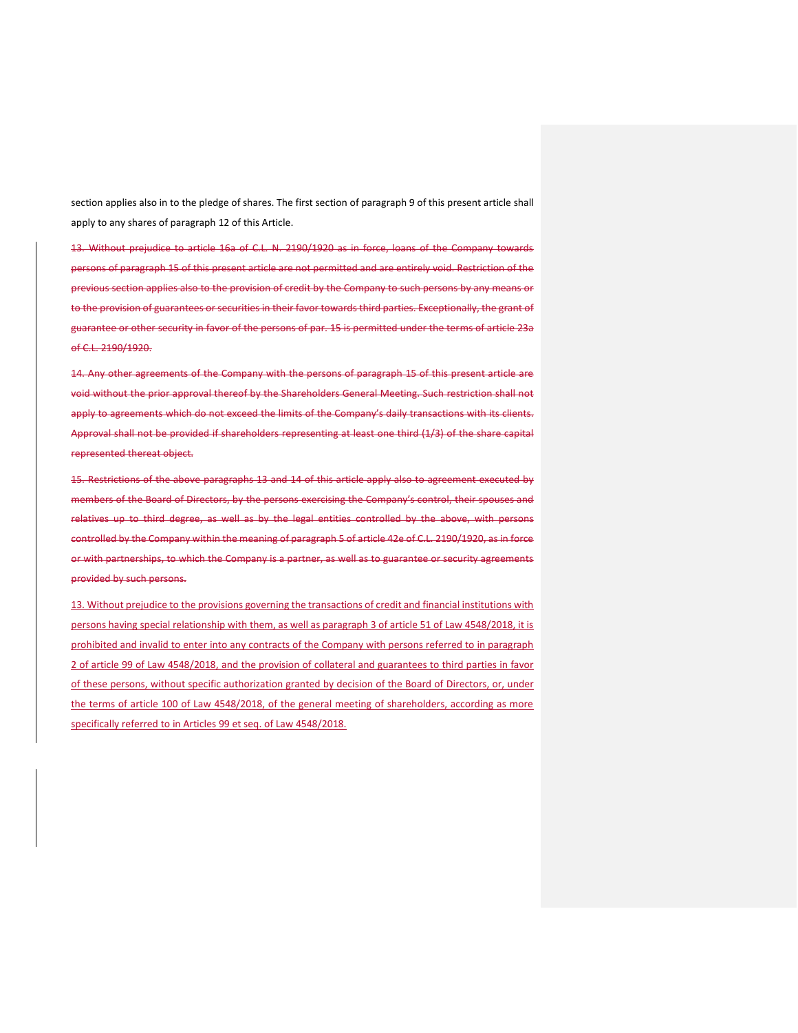section applies also in to the pledge of shares. The first section of paragraph 9 of this present article shall apply to any shares of paragraph 12 of this Article.

~~13. Without prejudice to article 16a of C.L. N. 2190/1920 as in force, loans of the Company towards persons of paragraph 15 of this present article are not permitted and are entirely void. Restriction of the previous section applies also to the provision of credit by the Company to such persons by any means or to the provision of guarantees or securities in their favor towards third parties. Exceptionally, the grant of guarantee or other security in favor of the persons of par. 15 is permitted under the terms of article 23a of C.L. 2190/1920.~~

~~14. Any other agreements of the Company with the persons of paragraph 15 of this present article are void without the prior approval thereof by the Shareholders General Meeting. Such restriction shall not apply to agreements which do not exceed the limits of the Company's daily transactions with its clients. Approval shall not be provided if shareholders representing at least one third (1/3) of the share capital represented thereat object.~~

~~15. Restrictions of the above paragraphs 13 and 14 of this article apply also to agreement executed by members of the Board of Directors, by the persons exercising the Company's control, their spouses and relatives up to third degree, as well as by the legal entities controlled by the above, with persons controlled by the Company within the meaning of paragraph 5 of article 42e of C.L. 2190/1920, as in force or with partnerships, to which the Company is a partner, as well as to guarantee or security agreements provided by such persons.~~

13. Without prejudice to the provisions governing the transactions of credit and financial institutions with persons having special relationship with them, as well as paragraph 3 of article 51 of Law 4548/2018, it is prohibited and invalid to enter into any contracts of the Company with persons referred to in paragraph 2 of article 99 of Law 4548/2018, and the provision of collateral and guarantees to third parties in favor of these persons, without specific authorization granted by decision of the Board of Directors, or, under the terms of article 100 of Law 4548/2018, of the general meeting of shareholders, according as more specifically referred to in Articles 99 et seq. of Law 4548/2018.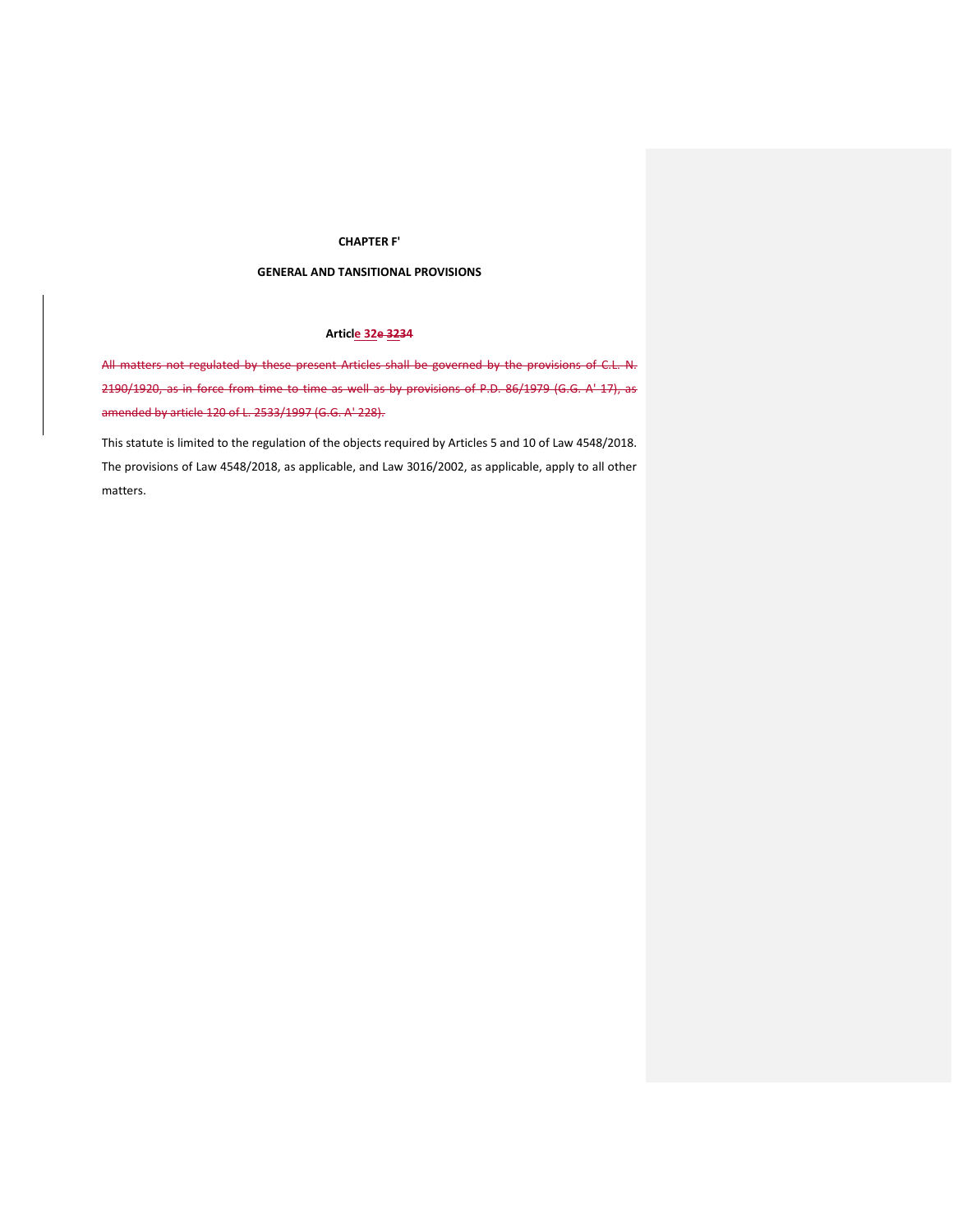**CHAPTER F'**

**GENERAL AND TANSITIONAL PROVISIONS**

**Article 32e 3234**

~~All matters not regulated by these present Articles shall be governed by the provisions of C.L. N. 2190/1920, as in force from time to time as well as by provisions of P.D. 86/1979 (G.G. A' 17), as amended by article 120 of L. 2533/1997 (G.G. A' 228).~~

This statute is limited to the regulation of the objects required by Articles 5 and 10 of Law 4548/2018. The provisions of Law 4548/2018, as applicable, and Law 3016/2002, as applicable, apply to all other matters.